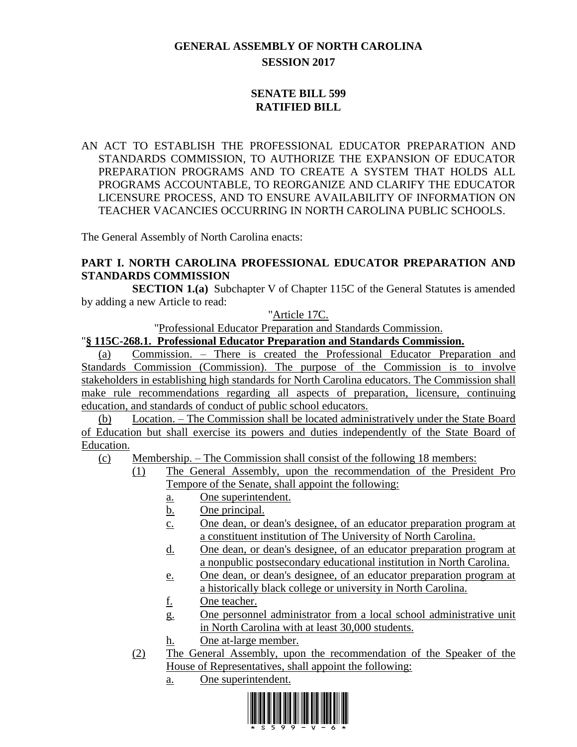**GENERAL ASSEMBLY OF NORTH CAROLINA**
**SESSION 2017**

**SENATE BILL 599**
**RATIFIED BILL**

AN ACT TO ESTABLISH THE PROFESSIONAL EDUCATOR PREPARATION AND STANDARDS COMMISSION, TO AUTHORIZE THE EXPANSION OF EDUCATOR PREPARATION PROGRAMS AND TO CREATE A SYSTEM THAT HOLDS ALL PROGRAMS ACCOUNTABLE, TO REORGANIZE AND CLARIFY THE EDUCATOR LICENSURE PROCESS, AND TO ENSURE AVAILABILITY OF INFORMATION ON TEACHER VACANCIES OCCURRING IN NORTH CAROLINA PUBLIC SCHOOLS.

The General Assembly of North Carolina enacts:

**PART I. NORTH CAROLINA PROFESSIONAL EDUCATOR PREPARATION AND STANDARDS COMMISSION**

**SECTION 1.(a)** Subchapter V of Chapter 115C of the General Statutes is amended by adding a new Article to read:

"Article 17C.

"Professional Educator Preparation and Standards Commission.

"**§ 115C-268.1. Professional Educator Preparation and Standards Commission.**

(a) Commission. – There is created the Professional Educator Preparation and Standards Commission (Commission). The purpose of the Commission is to involve stakeholders in establishing high standards for North Carolina educators. The Commission shall make rule recommendations regarding all aspects of preparation, licensure, continuing education, and standards of conduct of public school educators.

(b) Location. – The Commission shall be located administratively under the State Board of Education but shall exercise its powers and duties independently of the State Board of Education.

(c) Membership. – The Commission shall consist of the following 18 members:

(1) The General Assembly, upon the recommendation of the President Pro Tempore of the Senate, shall appoint the following:
  a. One superintendent.
  b. One principal.
  c. One dean, or dean's designee, of an educator preparation program at a constituent institution of The University of North Carolina.
  d. One dean, or dean's designee, of an educator preparation program at a nonpublic postsecondary educational institution in North Carolina.
  e. One dean, or dean's designee, of an educator preparation program at a historically black college or university in North Carolina.
  f. One teacher.
  g. One personnel administrator from a local school administrative unit in North Carolina with at least 30,000 students.
  h. One at-large member.

(2) The General Assembly, upon the recommendation of the Speaker of the House of Representatives, shall appoint the following:
  a. One superintendent.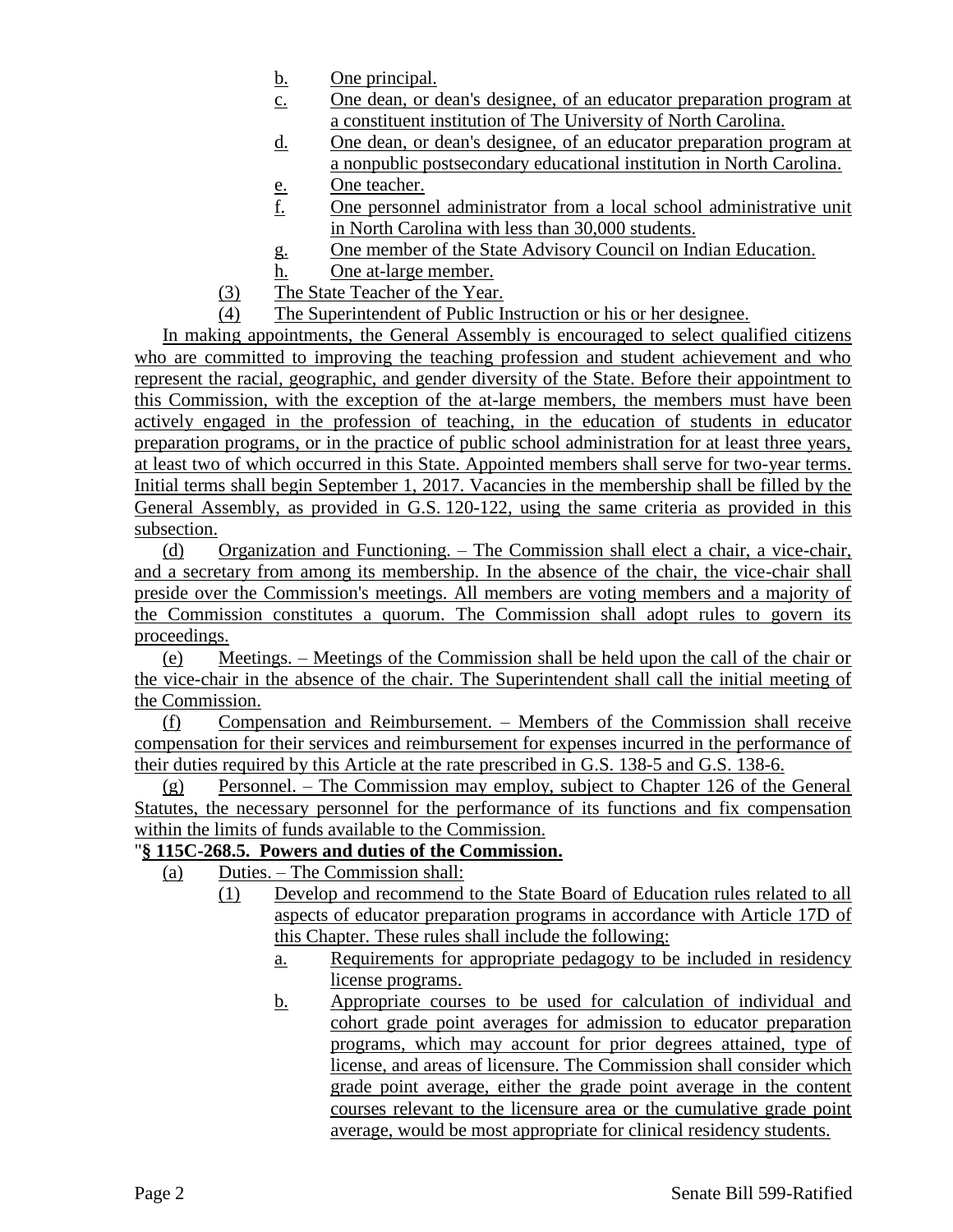b. One principal.
c. One dean, or dean's designee, of an educator preparation program at a constituent institution of The University of North Carolina.
d. One dean, or dean's designee, of an educator preparation program at a nonpublic postsecondary educational institution in North Carolina.
e. One teacher.
f. One personnel administrator from a local school administrative unit in North Carolina with less than 30,000 students.
g. One member of the State Advisory Council on Indian Education.
h. One at-large member.

(3) The State Teacher of the Year.

(4) The Superintendent of Public Instruction or his or her designee.

In making appointments, the General Assembly is encouraged to select qualified citizens who are committed to improving the teaching profession and student achievement and who represent the racial, geographic, and gender diversity of the State. Before their appointment to this Commission, with the exception of the at-large members, the members must have been actively engaged in the profession of teaching, in the education of students in educator preparation programs, or in the practice of public school administration for at least three years, at least two of which occurred in this State. Appointed members shall serve for two-year terms. Initial terms shall begin September 1, 2017. Vacancies in the membership shall be filled by the General Assembly, as provided in G.S. 120-122, using the same criteria as provided in this subsection.

(d) Organization and Functioning. – The Commission shall elect a chair, a vice-chair, and a secretary from among its membership. In the absence of the chair, the vice-chair shall preside over the Commission's meetings. All members are voting members and a majority of the Commission constitutes a quorum. The Commission shall adopt rules to govern its proceedings.

(e) Meetings. – Meetings of the Commission shall be held upon the call of the chair or the vice-chair in the absence of the chair. The Superintendent shall call the initial meeting of the Commission.

(f) Compensation and Reimbursement. – Members of the Commission shall receive compensation for their services and reimbursement for expenses incurred in the performance of their duties required by this Article at the rate prescribed in G.S. 138-5 and G.S. 138-6.

(g) Personnel. – The Commission may employ, subject to Chapter 126 of the General Statutes, the necessary personnel for the performance of its functions and fix compensation within the limits of funds available to the Commission.

"**§ 115C-268.5. Powers and duties of the Commission.**

(a) Duties. – The Commission shall:

(1) Develop and recommend to the State Board of Education rules related to all aspects of educator preparation programs in accordance with Article 17D of this Chapter. These rules shall include the following:

a. Requirements for appropriate pedagogy to be included in residency license programs.
b. Appropriate courses to be used for calculation of individual and cohort grade point averages for admission to educator preparation programs, which may account for prior degrees attained, type of license, and areas of licensure. The Commission shall consider which grade point average, either the grade point average in the content courses relevant to the licensure area or the cumulative grade point average, would be most appropriate for clinical residency students.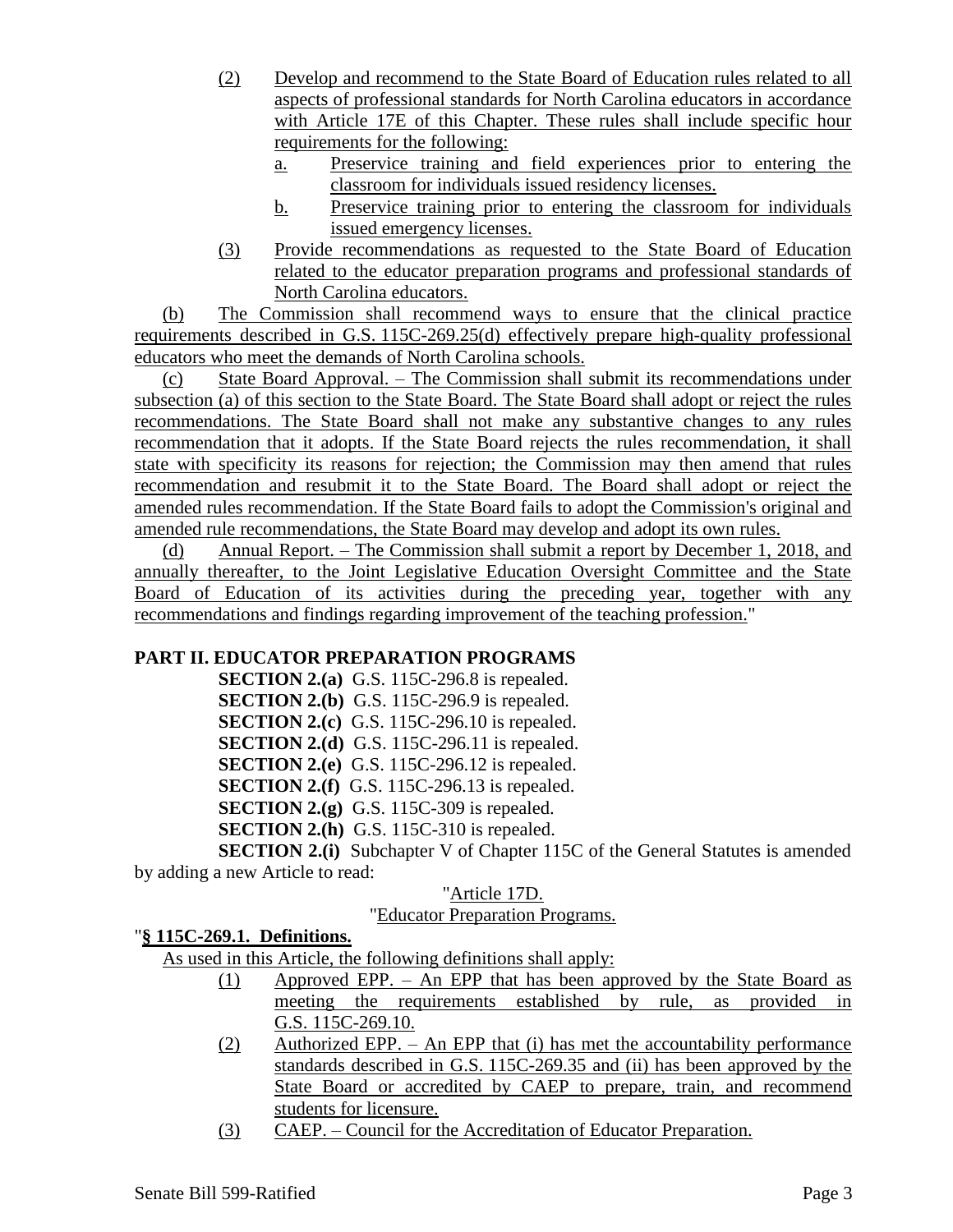(2) Develop and recommend to the State Board of Education rules related to all aspects of professional standards for North Carolina educators in accordance with Article 17E of this Chapter. These rules shall include specific hour requirements for the following:

a. Preservice training and field experiences prior to entering the classroom for individuals issued residency licenses.

b. Preservice training prior to entering the classroom for individuals issued emergency licenses.

(3) Provide recommendations as requested to the State Board of Education related to the educator preparation programs and professional standards of North Carolina educators.

(b) The Commission shall recommend ways to ensure that the clinical practice requirements described in G.S. 115C-269.25(d) effectively prepare high-quality professional educators who meet the demands of North Carolina schools.

(c) State Board Approval. – The Commission shall submit its recommendations under subsection (a) of this section to the State Board. The State Board shall adopt or reject the rules recommendations. The State Board shall not make any substantive changes to any rules recommendation that it adopts. If the State Board rejects the rules recommendation, it shall state with specificity its reasons for rejection; the Commission may then amend that rules recommendation and resubmit it to the State Board. The Board shall adopt or reject the amended rules recommendation. If the State Board fails to adopt the Commission's original and amended rule recommendations, the State Board may develop and adopt its own rules.

(d) Annual Report. – The Commission shall submit a report by December 1, 2018, and annually thereafter, to the Joint Legislative Education Oversight Committee and the State Board of Education of its activities during the preceding year, together with any recommendations and findings regarding improvement of the teaching profession."

**PART II. EDUCATOR PREPARATION PROGRAMS**

**SECTION 2.(a)** G.S. 115C-296.8 is repealed.

**SECTION 2.(b)** G.S. 115C-296.9 is repealed.

**SECTION 2.(c)** G.S. 115C-296.10 is repealed.

**SECTION 2.(d)** G.S. 115C-296.11 is repealed.

**SECTION 2.(e)** G.S. 115C-296.12 is repealed.

**SECTION 2.(f)** G.S. 115C-296.13 is repealed.

**SECTION 2.(g)** G.S. 115C-309 is repealed.

**SECTION 2.(h)** G.S. 115C-310 is repealed.

**SECTION 2.(i)** Subchapter V of Chapter 115C of the General Statutes is amended by adding a new Article to read:

"Article 17D.

"Educator Preparation Programs.

"**§ 115C-269.1. Definitions.**

As used in this Article, the following definitions shall apply:

(1) Approved EPP. – An EPP that has been approved by the State Board as meeting the requirements established by rule, as provided in G.S. 115C-269.10.

(2) Authorized EPP. – An EPP that (i) has met the accountability performance standards described in G.S. 115C-269.35 and (ii) has been approved by the State Board or accredited by CAEP to prepare, train, and recommend students for licensure.

(3) CAEP. – Council for the Accreditation of Educator Preparation.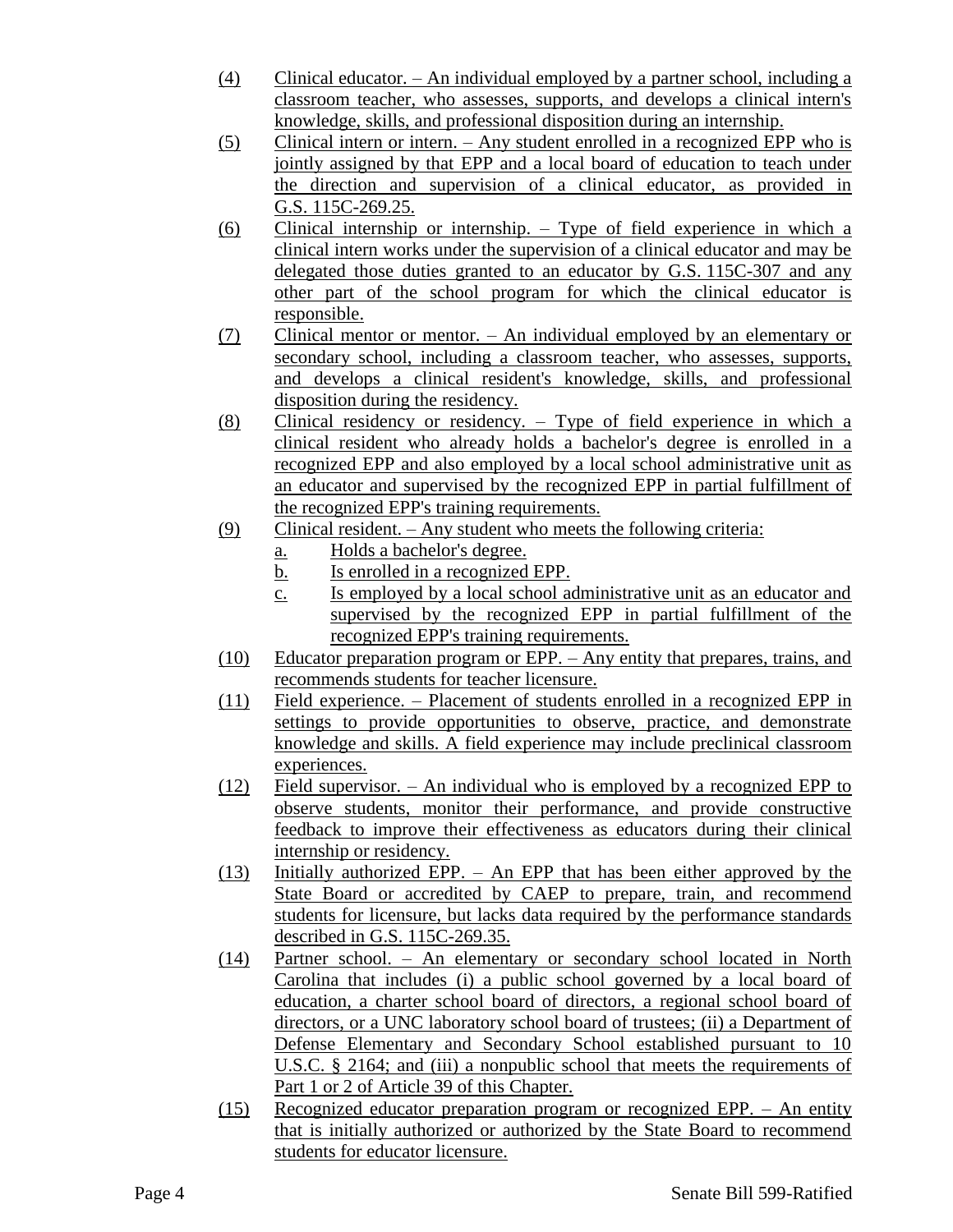(4) Clinical educator. – An individual employed by a partner school, including a classroom teacher, who assesses, supports, and develops a clinical intern's knowledge, skills, and professional disposition during an internship.

(5) Clinical intern or intern. – Any student enrolled in a recognized EPP who is jointly assigned by that EPP and a local board of education to teach under the direction and supervision of a clinical educator, as provided in G.S. 115C-269.25.

(6) Clinical internship or internship. – Type of field experience in which a clinical intern works under the supervision of a clinical educator and may be delegated those duties granted to an educator by G.S. 115C-307 and any other part of the school program for which the clinical educator is responsible.

(7) Clinical mentor or mentor. – An individual employed by an elementary or secondary school, including a classroom teacher, who assesses, supports, and develops a clinical resident's knowledge, skills, and professional disposition during the residency.

(8) Clinical residency or residency. – Type of field experience in which a clinical resident who already holds a bachelor's degree is enrolled in a recognized EPP and also employed by a local school administrative unit as an educator and supervised by the recognized EPP in partial fulfillment of the recognized EPP's training requirements.

(9) Clinical resident. – Any student who meets the following criteria:
   a. Holds a bachelor's degree.
   b. Is enrolled in a recognized EPP.
   c. Is employed by a local school administrative unit as an educator and supervised by the recognized EPP in partial fulfillment of the recognized EPP's training requirements.

(10) Educator preparation program or EPP. – Any entity that prepares, trains, and recommends students for teacher licensure.

(11) Field experience. – Placement of students enrolled in a recognized EPP in settings to provide opportunities to observe, practice, and demonstrate knowledge and skills. A field experience may include preclinical classroom experiences.

(12) Field supervisor. – An individual who is employed by a recognized EPP to observe students, monitor their performance, and provide constructive feedback to improve their effectiveness as educators during their clinical internship or residency.

(13) Initially authorized EPP. – An EPP that has been either approved by the State Board or accredited by CAEP to prepare, train, and recommend students for licensure, but lacks data required by the performance standards described in G.S. 115C-269.35.

(14) Partner school. – An elementary or secondary school located in North Carolina that includes (i) a public school governed by a local board of education, a charter school board of directors, a regional school board of directors, or a UNC laboratory school board of trustees; (ii) a Department of Defense Elementary and Secondary School established pursuant to 10 U.S.C. § 2164; and (iii) a nonpublic school that meets the requirements of Part 1 or 2 of Article 39 of this Chapter.

(15) Recognized educator preparation program or recognized EPP. – An entity that is initially authorized or authorized by the State Board to recommend students for educator licensure.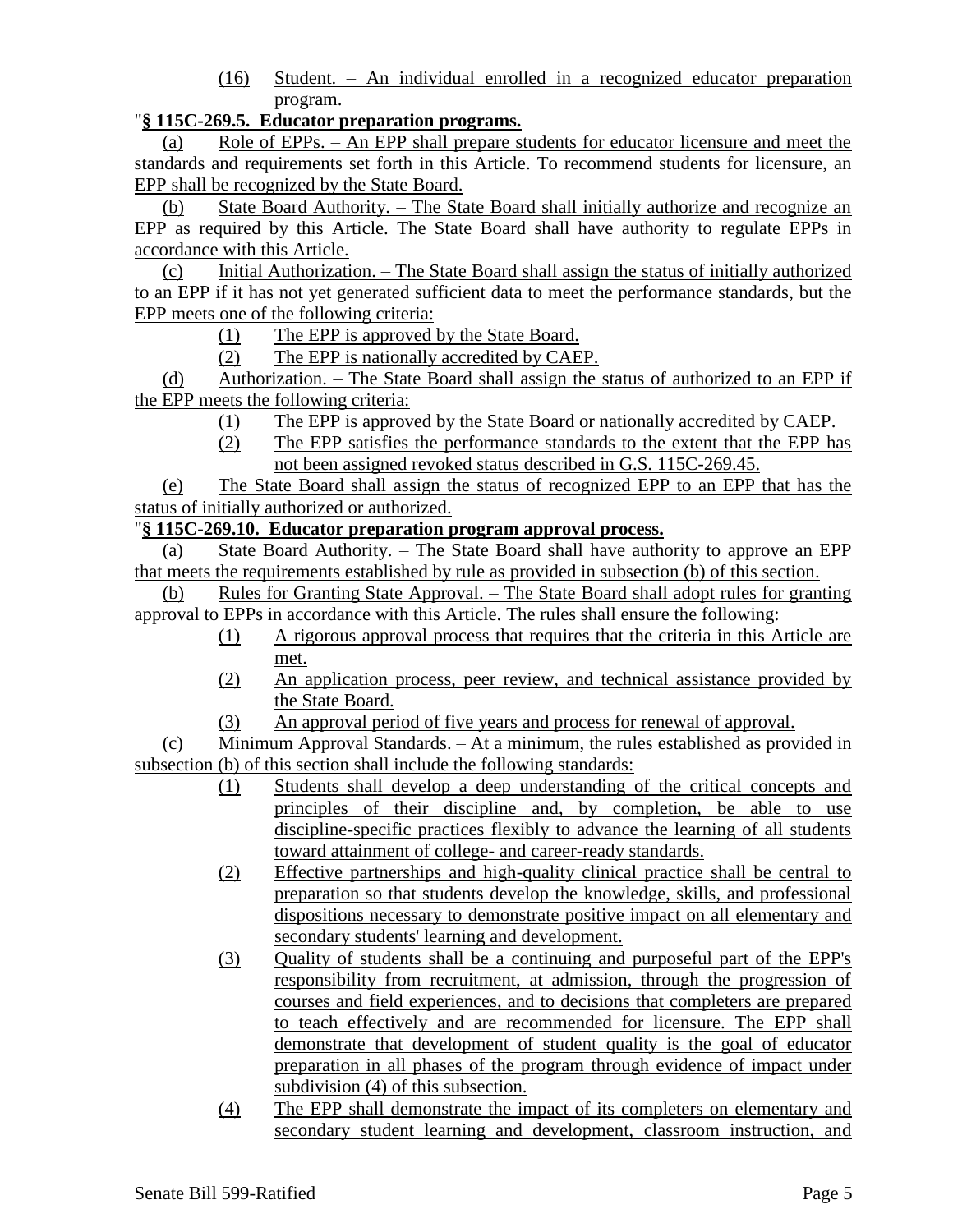(16) Student. – An individual enrolled in a recognized educator preparation program.

"**§ 115C-269.5. Educator preparation programs.**

(a) Role of EPPs. – An EPP shall prepare students for educator licensure and meet the standards and requirements set forth in this Article. To recommend students for licensure, an EPP shall be recognized by the State Board.

(b) State Board Authority. – The State Board shall initially authorize and recognize an EPP as required by this Article. The State Board shall have authority to regulate EPPs in accordance with this Article.

(c) Initial Authorization. – The State Board shall assign the status of initially authorized to an EPP if it has not yet generated sufficient data to meet the performance standards, but the EPP meets one of the following criteria:

(1) The EPP is approved by the State Board.

(2) The EPP is nationally accredited by CAEP.

(d) Authorization. – The State Board shall assign the status of authorized to an EPP if the EPP meets the following criteria:

(1) The EPP is approved by the State Board or nationally accredited by CAEP.

(2) The EPP satisfies the performance standards to the extent that the EPP has not been assigned revoked status described in G.S. 115C-269.45.

(e) The State Board shall assign the status of recognized EPP to an EPP that has the status of initially authorized or authorized.

"**§ 115C-269.10. Educator preparation program approval process.**

(a) State Board Authority. – The State Board shall have authority to approve an EPP that meets the requirements established by rule as provided in subsection (b) of this section.

(b) Rules for Granting State Approval. – The State Board shall adopt rules for granting approval to EPPs in accordance with this Article. The rules shall ensure the following:

(1) A rigorous approval process that requires that the criteria in this Article are met.

(2) An application process, peer review, and technical assistance provided by the State Board.

(3) An approval period of five years and process for renewal of approval.

(c) Minimum Approval Standards. – At a minimum, the rules established as provided in subsection (b) of this section shall include the following standards:

(1) Students shall develop a deep understanding of the critical concepts and principles of their discipline and, by completion, be able to use discipline-specific practices flexibly to advance the learning of all students toward attainment of college- and career-ready standards.

(2) Effective partnerships and high-quality clinical practice shall be central to preparation so that students develop the knowledge, skills, and professional dispositions necessary to demonstrate positive impact on all elementary and secondary students' learning and development.

(3) Quality of students shall be a continuing and purposeful part of the EPP's responsibility from recruitment, at admission, through the progression of courses and field experiences, and to decisions that completers are prepared to teach effectively and are recommended for licensure. The EPP shall demonstrate that development of student quality is the goal of educator preparation in all phases of the program through evidence of impact under subdivision (4) of this subsection.

(4) The EPP shall demonstrate the impact of its completers on elementary and secondary student learning and development, classroom instruction, and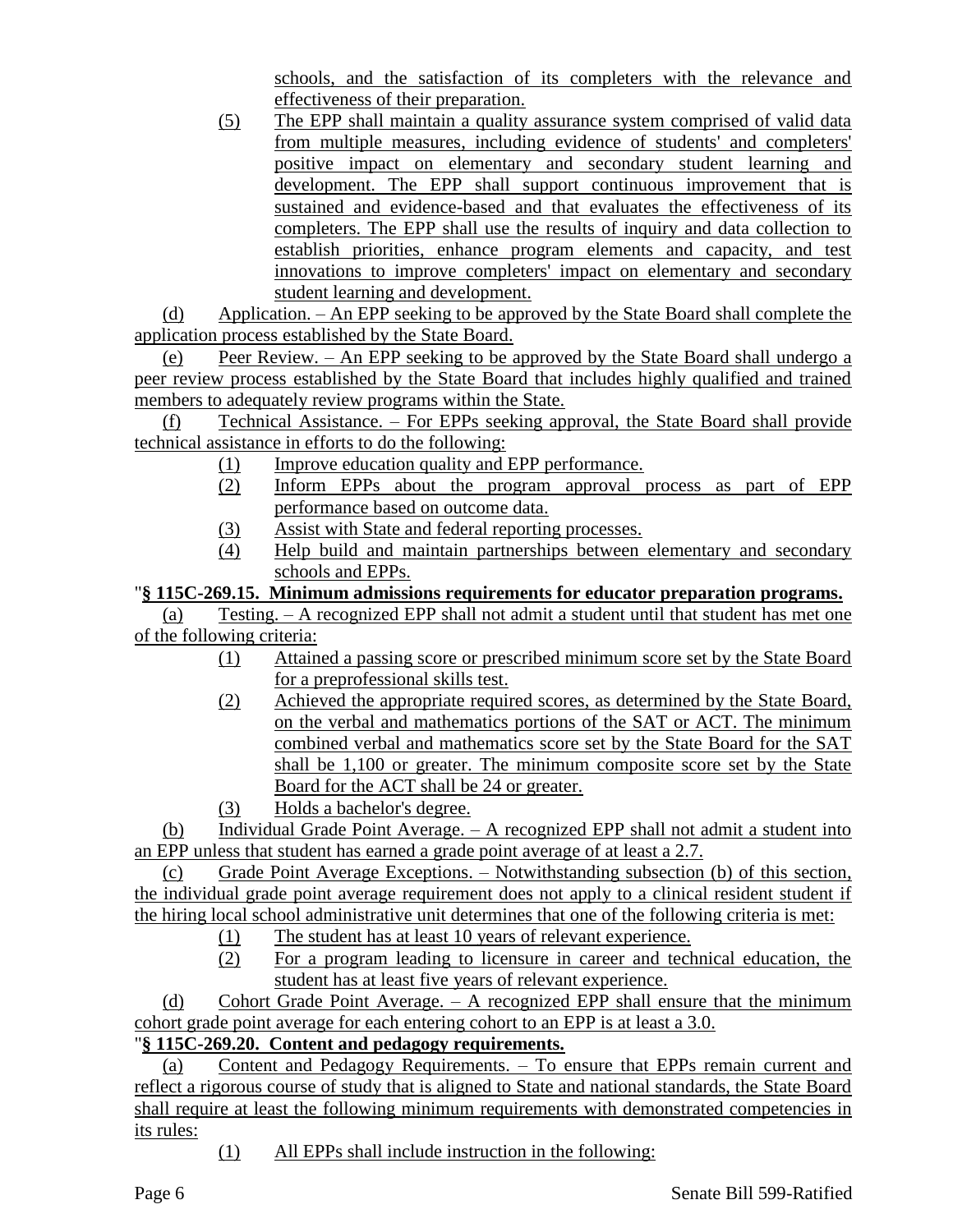schools, and the satisfaction of its completers with the relevance and effectiveness of their preparation.

(5) The EPP shall maintain a quality assurance system comprised of valid data from multiple measures, including evidence of students' and completers' positive impact on elementary and secondary student learning and development. The EPP shall support continuous improvement that is sustained and evidence-based and that evaluates the effectiveness of its completers. The EPP shall use the results of inquiry and data collection to establish priorities, enhance program elements and capacity, and test innovations to improve completers' impact on elementary and secondary student learning and development.

(d) Application. – An EPP seeking to be approved by the State Board shall complete the application process established by the State Board.

(e) Peer Review. – An EPP seeking to be approved by the State Board shall undergo a peer review process established by the State Board that includes highly qualified and trained members to adequately review programs within the State.

(f) Technical Assistance. – For EPPs seeking approval, the State Board shall provide technical assistance in efforts to do the following:

(1) Improve education quality and EPP performance.
(2) Inform EPPs about the program approval process as part of EPP performance based on outcome data.
(3) Assist with State and federal reporting processes.
(4) Help build and maintain partnerships between elementary and secondary schools and EPPs.

"**§ 115C-269.15. Minimum admissions requirements for educator preparation programs.**

(a) Testing. – A recognized EPP shall not admit a student until that student has met one of the following criteria:

(1) Attained a passing score or prescribed minimum score set by the State Board for a preprofessional skills test.
(2) Achieved the appropriate required scores, as determined by the State Board, on the verbal and mathematics portions of the SAT or ACT. The minimum combined verbal and mathematics score set by the State Board for the SAT shall be 1,100 or greater. The minimum composite score set by the State Board for the ACT shall be 24 or greater.
(3) Holds a bachelor's degree.

(b) Individual Grade Point Average. – A recognized EPP shall not admit a student into an EPP unless that student has earned a grade point average of at least a 2.7.

(c) Grade Point Average Exceptions. – Notwithstanding subsection (b) of this section, the individual grade point average requirement does not apply to a clinical resident student if the hiring local school administrative unit determines that one of the following criteria is met:

(1) The student has at least 10 years of relevant experience.
(2) For a program leading to licensure in career and technical education, the student has at least five years of relevant experience.

(d) Cohort Grade Point Average. – A recognized EPP shall ensure that the minimum cohort grade point average for each entering cohort to an EPP is at least a 3.0.

"**§ 115C-269.20. Content and pedagogy requirements.**

(a) Content and Pedagogy Requirements. – To ensure that EPPs remain current and reflect a rigorous course of study that is aligned to State and national standards, the State Board shall require at least the following minimum requirements with demonstrated competencies in its rules:

(1) All EPPs shall include instruction in the following: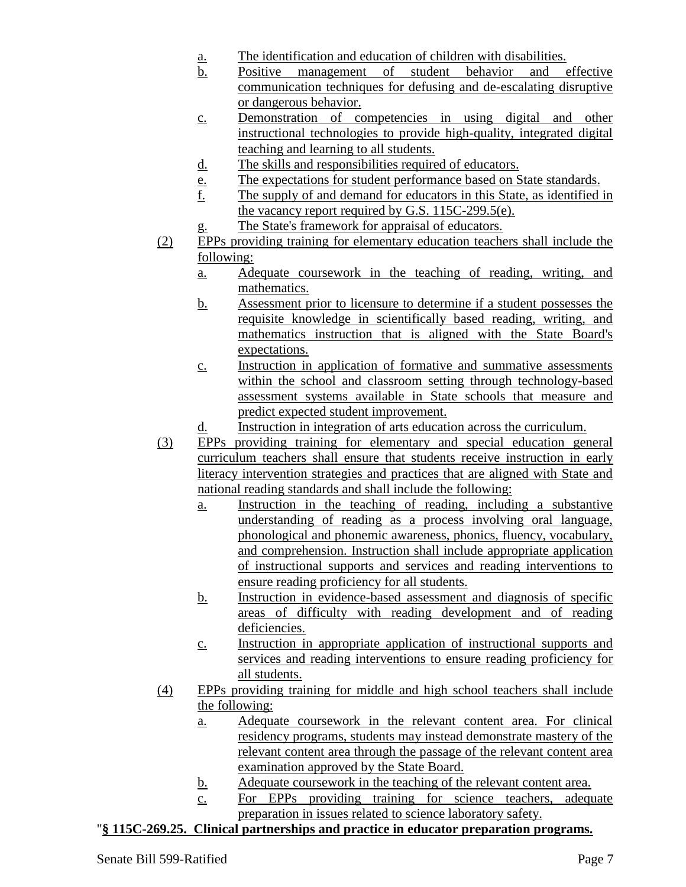a. The identification and education of children with disabilities.

b. Positive management of student behavior and effective communication techniques for defusing and de-escalating disruptive or dangerous behavior.

c. Demonstration of competencies in using digital and other instructional technologies to provide high-quality, integrated digital teaching and learning to all students.

d. The skills and responsibilities required of educators.

e. The expectations for student performance based on State standards.

f. The supply of and demand for educators in this State, as identified in the vacancy report required by G.S. 115C-299.5(e).

g. The State's framework for appraisal of educators.

(2) EPPs providing training for elementary education teachers shall include the following:

a. Adequate coursework in the teaching of reading, writing, and mathematics.

b. Assessment prior to licensure to determine if a student possesses the requisite knowledge in scientifically based reading, writing, and mathematics instruction that is aligned with the State Board's expectations.

c. Instruction in application of formative and summative assessments within the school and classroom setting through technology-based assessment systems available in State schools that measure and predict expected student improvement.

d. Instruction in integration of arts education across the curriculum.

(3) EPPs providing training for elementary and special education general curriculum teachers shall ensure that students receive instruction in early literacy intervention strategies and practices that are aligned with State and national reading standards and shall include the following:

a. Instruction in the teaching of reading, including a substantive understanding of reading as a process involving oral language, phonological and phonemic awareness, phonics, fluency, vocabulary, and comprehension. Instruction shall include appropriate application of instructional supports and services and reading interventions to ensure reading proficiency for all students.

b. Instruction in evidence-based assessment and diagnosis of specific areas of difficulty with reading development and of reading deficiencies.

c. Instruction in appropriate application of instructional supports and services and reading interventions to ensure reading proficiency for all students.

(4) EPPs providing training for middle and high school teachers shall include the following:

a. Adequate coursework in the relevant content area. For clinical residency programs, students may instead demonstrate mastery of the relevant content area through the passage of the relevant content area examination approved by the State Board.

b. Adequate coursework in the teaching of the relevant content area.

c. For EPPs providing training for science teachers, adequate preparation in issues related to science laboratory safety.

"**§ 115C-269.25. Clinical partnerships and practice in educator preparation programs.**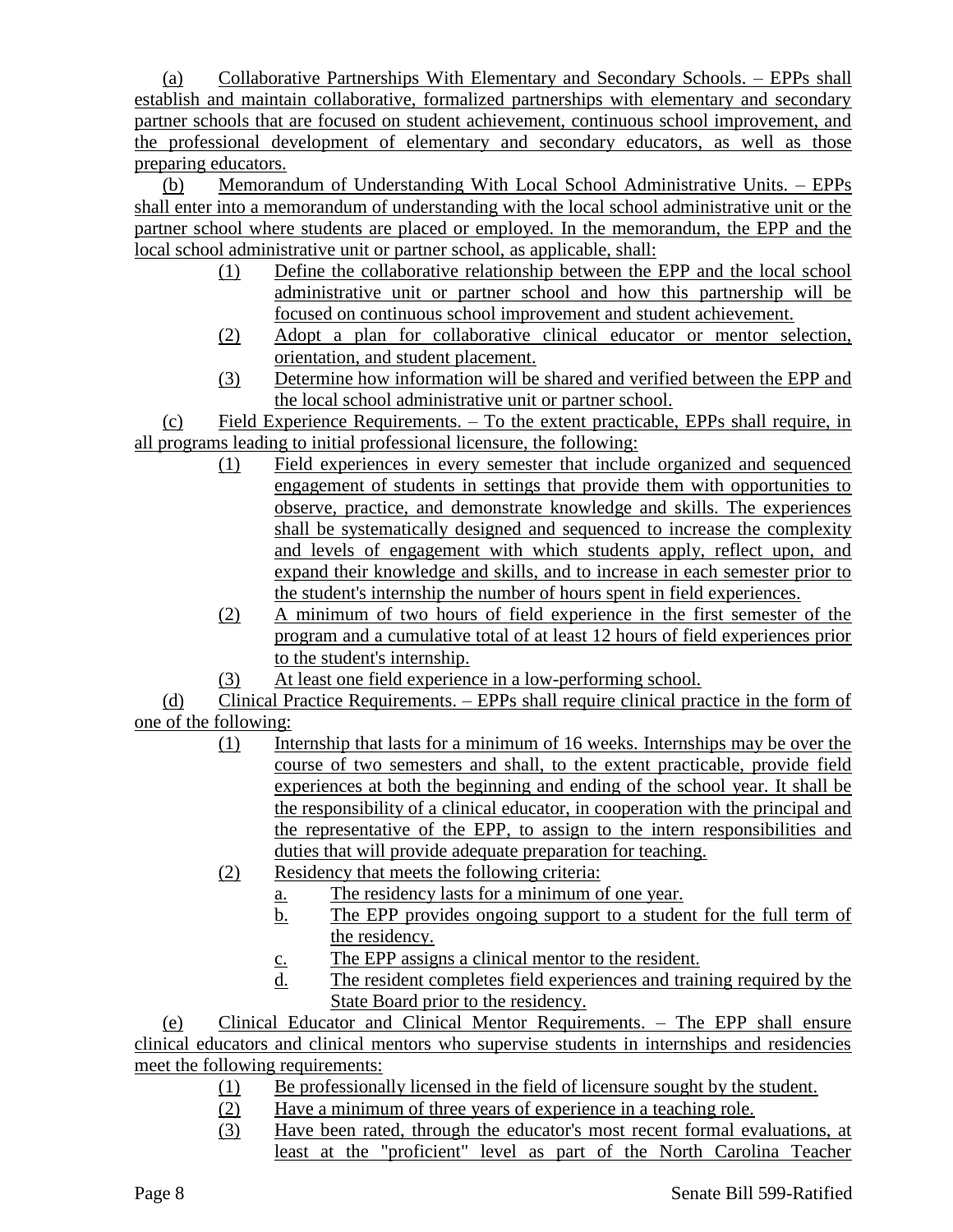(a) Collaborative Partnerships With Elementary and Secondary Schools. – EPPs shall establish and maintain collaborative, formalized partnerships with elementary and secondary partner schools that are focused on student achievement, continuous school improvement, and the professional development of elementary and secondary educators, as well as those preparing educators.

(b) Memorandum of Understanding With Local School Administrative Units. – EPPs shall enter into a memorandum of understanding with the local school administrative unit or the partner school where students are placed or employed. In the memorandum, the EPP and the local school administrative unit or partner school, as applicable, shall:

- (1) Define the collaborative relationship between the EPP and the local school administrative unit or partner school and how this partnership will be focused on continuous school improvement and student achievement.
- (2) Adopt a plan for collaborative clinical educator or mentor selection, orientation, and student placement.
- (3) Determine how information will be shared and verified between the EPP and the local school administrative unit or partner school.

(c) Field Experience Requirements. – To the extent practicable, EPPs shall require, in all programs leading to initial professional licensure, the following:

- (1) Field experiences in every semester that include organized and sequenced engagement of students in settings that provide them with opportunities to observe, practice, and demonstrate knowledge and skills. The experiences shall be systematically designed and sequenced to increase the complexity and levels of engagement with which students apply, reflect upon, and expand their knowledge and skills, and to increase in each semester prior to the student's internship the number of hours spent in field experiences.
- (2) A minimum of two hours of field experience in the first semester of the program and a cumulative total of at least 12 hours of field experiences prior to the student's internship.
- (3) At least one field experience in a low-performing school.

(d) Clinical Practice Requirements. – EPPs shall require clinical practice in the form of one of the following:

- (1) Internship that lasts for a minimum of 16 weeks. Internships may be over the course of two semesters and shall, to the extent practicable, provide field experiences at both the beginning and ending of the school year. It shall be the responsibility of a clinical educator, in cooperation with the principal and the representative of the EPP, to assign to the intern responsibilities and duties that will provide adequate preparation for teaching.
- (2) Residency that meets the following criteria:
  - a. The residency lasts for a minimum of one year.
  - b. The EPP provides ongoing support to a student for the full term of the residency.
  - c. The EPP assigns a clinical mentor to the resident.
  - d. The resident completes field experiences and training required by the State Board prior to the residency.

(e) Clinical Educator and Clinical Mentor Requirements. – The EPP shall ensure clinical educators and clinical mentors who supervise students in internships and residencies meet the following requirements:

- (1) Be professionally licensed in the field of licensure sought by the student.
- (2) Have a minimum of three years of experience in a teaching role.
- (3) Have been rated, through the educator's most recent formal evaluations, at least at the "proficient" level as part of the North Carolina Teacher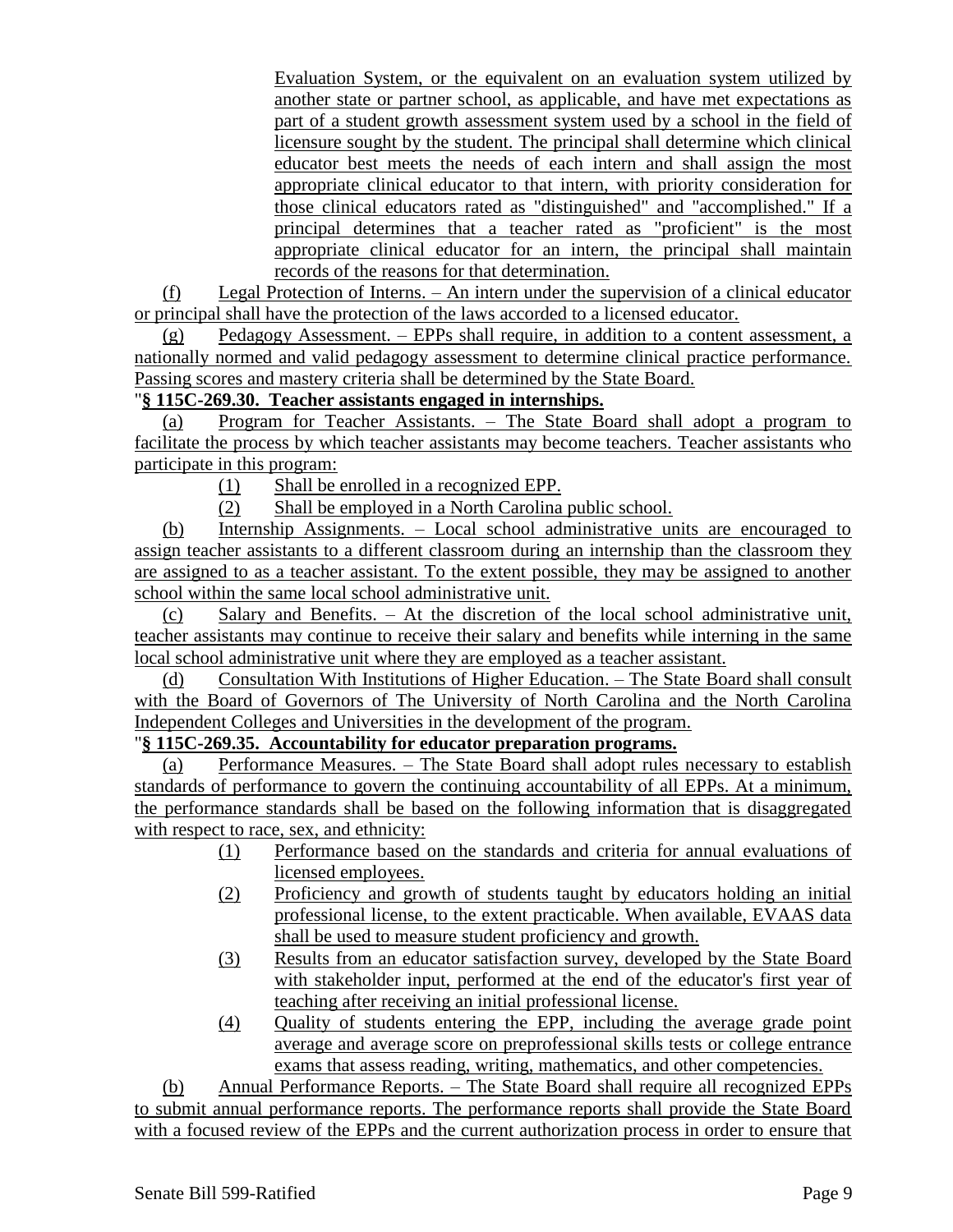Evaluation System, or the equivalent on an evaluation system utilized by another state or partner school, as applicable, and have met expectations as part of a student growth assessment system used by a school in the field of licensure sought by the student. The principal shall determine which clinical educator best meets the needs of each intern and shall assign the most appropriate clinical educator to that intern, with priority consideration for those clinical educators rated as "distinguished" and "accomplished." If a principal determines that a teacher rated as "proficient" is the most appropriate clinical educator for an intern, the principal shall maintain records of the reasons for that determination.

(f) Legal Protection of Interns. – An intern under the supervision of a clinical educator or principal shall have the protection of the laws accorded to a licensed educator.

(g) Pedagogy Assessment. – EPPs shall require, in addition to a content assessment, a nationally normed and valid pedagogy assessment to determine clinical practice performance. Passing scores and mastery criteria shall be determined by the State Board.

"**§ 115C-269.30. Teacher assistants engaged in internships.**

(a) Program for Teacher Assistants. – The State Board shall adopt a program to facilitate the process by which teacher assistants may become teachers. Teacher assistants who participate in this program:

(1) Shall be enrolled in a recognized EPP.
(2) Shall be employed in a North Carolina public school.

(b) Internship Assignments. – Local school administrative units are encouraged to assign teacher assistants to a different classroom during an internship than the classroom they are assigned to as a teacher assistant. To the extent possible, they may be assigned to another school within the same local school administrative unit.

(c) Salary and Benefits. – At the discretion of the local school administrative unit, teacher assistants may continue to receive their salary and benefits while interning in the same local school administrative unit where they are employed as a teacher assistant.

(d) Consultation With Institutions of Higher Education. – The State Board shall consult with the Board of Governors of The University of North Carolina and the North Carolina Independent Colleges and Universities in the development of the program.

"**§ 115C-269.35. Accountability for educator preparation programs.**

(a) Performance Measures. – The State Board shall adopt rules necessary to establish standards of performance to govern the continuing accountability of all EPPs. At a minimum, the performance standards shall be based on the following information that is disaggregated with respect to race, sex, and ethnicity:

(1) Performance based on the standards and criteria for annual evaluations of licensed employees.
(2) Proficiency and growth of students taught by educators holding an initial professional license, to the extent practicable. When available, EVAAS data shall be used to measure student proficiency and growth.
(3) Results from an educator satisfaction survey, developed by the State Board with stakeholder input, performed at the end of the educator's first year of teaching after receiving an initial professional license.
(4) Quality of students entering the EPP, including the average grade point average and average score on preprofessional skills tests or college entrance exams that assess reading, writing, mathematics, and other competencies.

(b) Annual Performance Reports. – The State Board shall require all recognized EPPs to submit annual performance reports. The performance reports shall provide the State Board with a focused review of the EPPs and the current authorization process in order to ensure that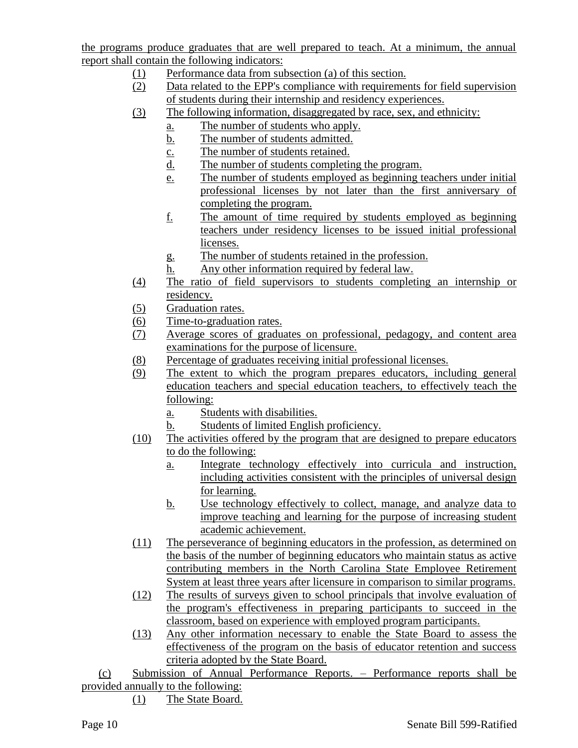the programs produce graduates that are well prepared to teach. At a minimum, the annual report shall contain the following indicators:

(1) Performance data from subsection (a) of this section.

(2) Data related to the EPP's compliance with requirements for field supervision of students during their internship and residency experiences.

(3) The following information, disaggregated by race, sex, and ethnicity:

  a. The number of students who apply.

  b. The number of students admitted.

  c. The number of students retained.

  d. The number of students completing the program.

  e. The number of students employed as beginning teachers under initial professional licenses by not later than the first anniversary of completing the program.

  f. The amount of time required by students employed as beginning teachers under residency licenses to be issued initial professional licenses.

  g. The number of students retained in the profession.

  h. Any other information required by federal law.

(4) The ratio of field supervisors to students completing an internship or residency.

(5) Graduation rates.

(6) Time-to-graduation rates.

(7) Average scores of graduates on professional, pedagogy, and content area examinations for the purpose of licensure.

(8) Percentage of graduates receiving initial professional licenses.

(9) The extent to which the program prepares educators, including general education teachers and special education teachers, to effectively teach the following:

  a. Students with disabilities.

  b. Students of limited English proficiency.

(10) The activities offered by the program that are designed to prepare educators to do the following:

  a. Integrate technology effectively into curricula and instruction, including activities consistent with the principles of universal design for learning.

  b. Use technology effectively to collect, manage, and analyze data to improve teaching and learning for the purpose of increasing student academic achievement.

(11) The perseverance of beginning educators in the profession, as determined on the basis of the number of beginning educators who maintain status as active contributing members in the North Carolina State Employee Retirement System at least three years after licensure in comparison to similar programs.

(12) The results of surveys given to school principals that involve evaluation of the program's effectiveness in preparing participants to succeed in the classroom, based on experience with employed program participants.

(13) Any other information necessary to enable the State Board to assess the effectiveness of the program on the basis of educator retention and success criteria adopted by the State Board.

(c) Submission of Annual Performance Reports. – Performance reports shall be provided annually to the following:

(1) The State Board.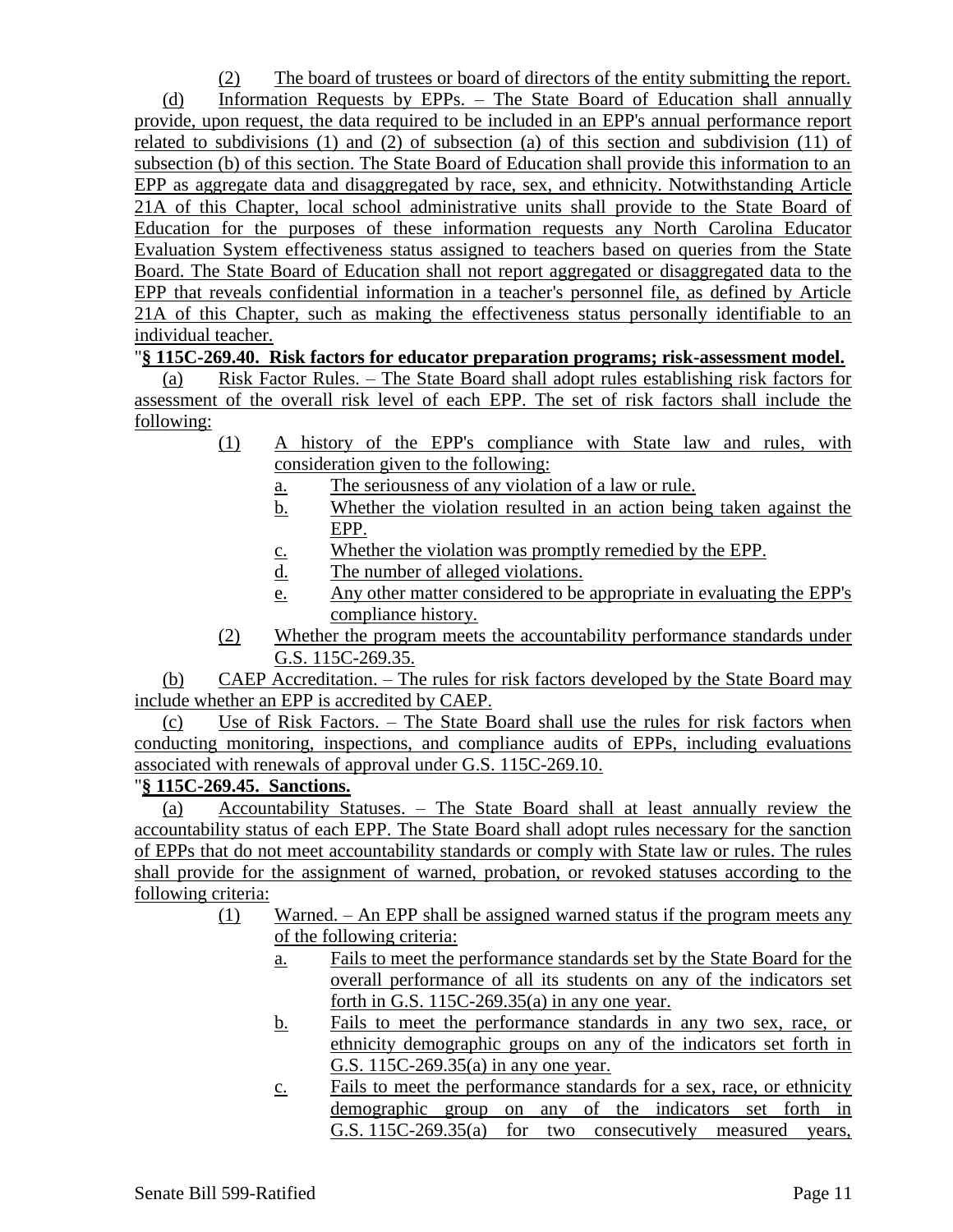(2) The board of trustees or board of directors of the entity submitting the report.

(d) Information Requests by EPPs. – The State Board of Education shall annually provide, upon request, the data required to be included in an EPP's annual performance report related to subdivisions (1) and (2) of subsection (a) of this section and subdivision (11) of subsection (b) of this section. The State Board of Education shall provide this information to an EPP as aggregate data and disaggregated by race, sex, and ethnicity. Notwithstanding Article 21A of this Chapter, local school administrative units shall provide to the State Board of Education for the purposes of these information requests any North Carolina Educator Evaluation System effectiveness status assigned to teachers based on queries from the State Board. The State Board of Education shall not report aggregated or disaggregated data to the EPP that reveals confidential information in a teacher's personnel file, as defined by Article 21A of this Chapter, such as making the effectiveness status personally identifiable to an individual teacher.

"**§ 115C-269.40. Risk factors for educator preparation programs; risk-assessment model.**

(a) Risk Factor Rules. – The State Board shall adopt rules establishing risk factors for assessment of the overall risk level of each EPP. The set of risk factors shall include the following:

(1) A history of the EPP's compliance with State law and rules, with consideration given to the following:
  a. The seriousness of any violation of a law or rule.
  b. Whether the violation resulted in an action being taken against the EPP.
  c. Whether the violation was promptly remedied by the EPP.
  d. The number of alleged violations.
  e. Any other matter considered to be appropriate in evaluating the EPP's compliance history.

(2) Whether the program meets the accountability performance standards under G.S. 115C-269.35.

(b) CAEP Accreditation. – The rules for risk factors developed by the State Board may include whether an EPP is accredited by CAEP.

(c) Use of Risk Factors. – The State Board shall use the rules for risk factors when conducting monitoring, inspections, and compliance audits of EPPs, including evaluations associated with renewals of approval under G.S. 115C-269.10.

"**§ 115C-269.45. Sanctions.**

(a) Accountability Statuses. – The State Board shall at least annually review the accountability status of each EPP. The State Board shall adopt rules necessary for the sanction of EPPs that do not meet accountability standards or comply with State law or rules. The rules shall provide for the assignment of warned, probation, or revoked statuses according to the following criteria:

(1) Warned. – An EPP shall be assigned warned status if the program meets any of the following criteria:
  a. Fails to meet the performance standards set by the State Board for the overall performance of all its students on any of the indicators set forth in G.S. 115C-269.35(a) in any one year.
  b. Fails to meet the performance standards in any two sex, race, or ethnicity demographic groups on any of the indicators set forth in G.S. 115C-269.35(a) in any one year.
  c. Fails to meet the performance standards for a sex, race, or ethnicity demographic group on any of the indicators set forth in G.S. 115C-269.35(a) for two consecutively measured years,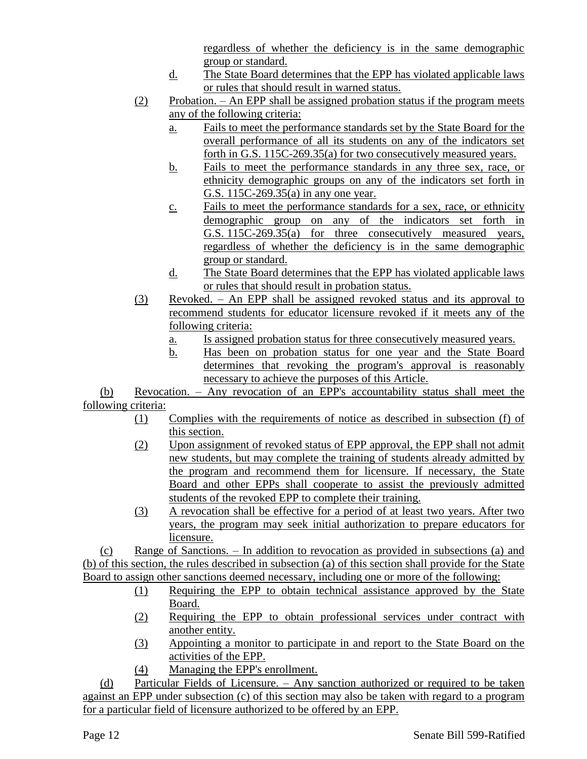regardless of whether the deficiency is in the same demographic group or standard.

d. The State Board determines that the EPP has violated applicable laws or rules that should result in warned status.

(2) Probation. – An EPP shall be assigned probation status if the program meets any of the following criteria:

a. Fails to meet the performance standards set by the State Board for the overall performance of all its students on any of the indicators set forth in G.S. 115C-269.35(a) for two consecutively measured years.

b. Fails to meet the performance standards in any three sex, race, or ethnicity demographic groups on any of the indicators set forth in G.S. 115C-269.35(a) in any one year.

c. Fails to meet the performance standards for a sex, race, or ethnicity demographic group on any of the indicators set forth in G.S. 115C-269.35(a) for three consecutively measured years, regardless of whether the deficiency is in the same demographic group or standard.

d. The State Board determines that the EPP has violated applicable laws or rules that should result in probation status.

(3) Revoked. – An EPP shall be assigned revoked status and its approval to recommend students for educator licensure revoked if it meets any of the following criteria:

a. Is assigned probation status for three consecutively measured years.

b. Has been on probation status for one year and the State Board determines that revoking the program's approval is reasonably necessary to achieve the purposes of this Article.

(b) Revocation. – Any revocation of an EPP's accountability status shall meet the following criteria:

(1) Complies with the requirements of notice as described in subsection (f) of this section.

(2) Upon assignment of revoked status of EPP approval, the EPP shall not admit new students, but may complete the training of students already admitted by the program and recommend them for licensure. If necessary, the State Board and other EPPs shall cooperate to assist the previously admitted students of the revoked EPP to complete their training.

(3) A revocation shall be effective for a period of at least two years. After two years, the program may seek initial authorization to prepare educators for licensure.

(c) Range of Sanctions. – In addition to revocation as provided in subsections (a) and (b) of this section, the rules described in subsection (a) of this section shall provide for the State Board to assign other sanctions deemed necessary, including one or more of the following:

(1) Requiring the EPP to obtain technical assistance approved by the State Board.

(2) Requiring the EPP to obtain professional services under contract with another entity.

(3) Appointing a monitor to participate in and report to the State Board on the activities of the EPP.

(4) Managing the EPP's enrollment.

(d) Particular Fields of Licensure. – Any sanction authorized or required to be taken against an EPP under subsection (c) of this section may also be taken with regard to a program for a particular field of licensure authorized to be offered by an EPP.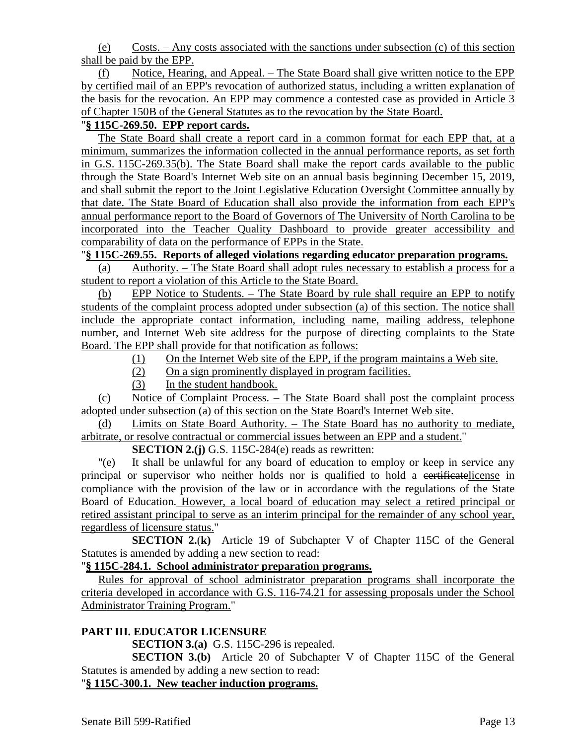(e) Costs. – Any costs associated with the sanctions under subsection (c) of this section shall be paid by the EPP.

(f) Notice, Hearing, and Appeal. – The State Board shall give written notice to the EPP by certified mail of an EPP's revocation of authorized status, including a written explanation of the basis for the revocation. An EPP may commence a contested case as provided in Article 3 of Chapter 150B of the General Statutes as to the revocation by the State Board.

"**§ 115C-269.50. EPP report cards.**

The State Board shall create a report card in a common format for each EPP that, at a minimum, summarizes the information collected in the annual performance reports, as set forth in G.S. 115C-269.35(b). The State Board shall make the report cards available to the public through the State Board's Internet Web site on an annual basis beginning December 15, 2019, and shall submit the report to the Joint Legislative Education Oversight Committee annually by that date. The State Board of Education shall also provide the information from each EPP's annual performance report to the Board of Governors of The University of North Carolina to be incorporated into the Teacher Quality Dashboard to provide greater accessibility and comparability of data on the performance of EPPs in the State.

"**§ 115C-269.55. Reports of alleged violations regarding educator preparation programs.**

(a) Authority. – The State Board shall adopt rules necessary to establish a process for a student to report a violation of this Article to the State Board.

(b) EPP Notice to Students. – The State Board by rule shall require an EPP to notify students of the complaint process adopted under subsection (a) of this section. The notice shall include the appropriate contact information, including name, mailing address, telephone number, and Internet Web site address for the purpose of directing complaints to the State Board. The EPP shall provide for that notification as follows:

(1) On the Internet Web site of the EPP, if the program maintains a Web site.
(2) On a sign prominently displayed in program facilities.
(3) In the student handbook.

(c) Notice of Complaint Process. – The State Board shall post the complaint process adopted under subsection (a) of this section on the State Board's Internet Web site.

(d) Limits on State Board Authority. – The State Board has no authority to mediate, arbitrate, or resolve contractual or commercial issues between an EPP and a student."

**SECTION 2.(j)** G.S. 115C-284(e) reads as rewritten:

"(e) It shall be unlawful for any board of education to employ or keep in service any principal or supervisor who neither holds nor is qualified to hold a ~~certificate~~license in compliance with the provision of the law or in accordance with the regulations of the State Board of Education. However, a local board of education may select a retired principal or retired assistant principal to serve as an interim principal for the remainder of any school year, regardless of licensure status."

**SECTION 2.(k)** Article 19 of Subchapter V of Chapter 115C of the General Statutes is amended by adding a new section to read:

"**§ 115C-284.1. School administrator preparation programs.**

Rules for approval of school administrator preparation programs shall incorporate the criteria developed in accordance with G.S. 116-74.21 for assessing proposals under the School Administrator Training Program."

**PART III. EDUCATOR LICENSURE**

**SECTION 3.(a)** G.S. 115C-296 is repealed.

**SECTION 3.(b)** Article 20 of Subchapter V of Chapter 115C of the General Statutes is amended by adding a new section to read:

"**§ 115C-300.1. New teacher induction programs.**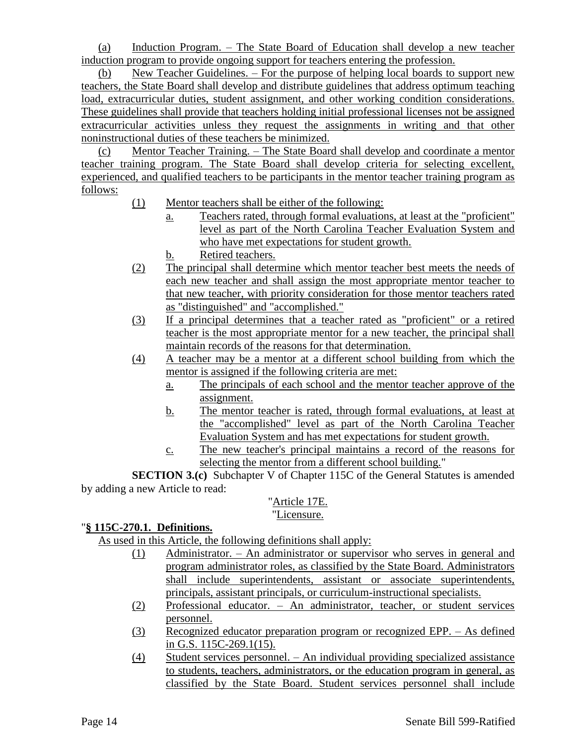(a) Induction Program. – The State Board of Education shall develop a new teacher induction program to provide ongoing support for teachers entering the profession.

(b) New Teacher Guidelines. – For the purpose of helping local boards to support new teachers, the State Board shall develop and distribute guidelines that address optimum teaching load, extracurricular duties, student assignment, and other working condition considerations. These guidelines shall provide that teachers holding initial professional licenses not be assigned extracurricular activities unless they request the assignments in writing and that other noninstructional duties of these teachers be minimized.

(c) Mentor Teacher Training. – The State Board shall develop and coordinate a mentor teacher training program. The State Board shall develop criteria for selecting excellent, experienced, and qualified teachers to be participants in the mentor teacher training program as follows:

- (1) Mentor teachers shall be either of the following:
  - a. Teachers rated, through formal evaluations, at least at the "proficient" level as part of the North Carolina Teacher Evaluation System and who have met expectations for student growth.
  - b. Retired teachers.
- (2) The principal shall determine which mentor teacher best meets the needs of each new teacher and shall assign the most appropriate mentor teacher to that new teacher, with priority consideration for those mentor teachers rated as "distinguished" and "accomplished."
- (3) If a principal determines that a teacher rated as "proficient" or a retired teacher is the most appropriate mentor for a new teacher, the principal shall maintain records of the reasons for that determination.
- (4) A teacher may be a mentor at a different school building from which the mentor is assigned if the following criteria are met:
  - a. The principals of each school and the mentor teacher approve of the assignment.
  - b. The mentor teacher is rated, through formal evaluations, at least at the "accomplished" level as part of the North Carolina Teacher Evaluation System and has met expectations for student growth.
  - c. The new teacher's principal maintains a record of the reasons for selecting the mentor from a different school building."

**SECTION 3.(c)** Subchapter V of Chapter 115C of the General Statutes is amended by adding a new Article to read:

"Article 17E.

"Licensure.

"**§ 115C-270.1. Definitions.**

As used in this Article, the following definitions shall apply:

- (1) Administrator. – An administrator or supervisor who serves in general and program administrator roles, as classified by the State Board. Administrators shall include superintendents, assistant or associate superintendents, principals, assistant principals, or curriculum-instructional specialists.
- (2) Professional educator. – An administrator, teacher, or student services personnel.
- (3) Recognized educator preparation program or recognized EPP. – As defined in G.S. 115C-269.1(15).
- (4) Student services personnel. – An individual providing specialized assistance to students, teachers, administrators, or the education program in general, as classified by the State Board. Student services personnel shall include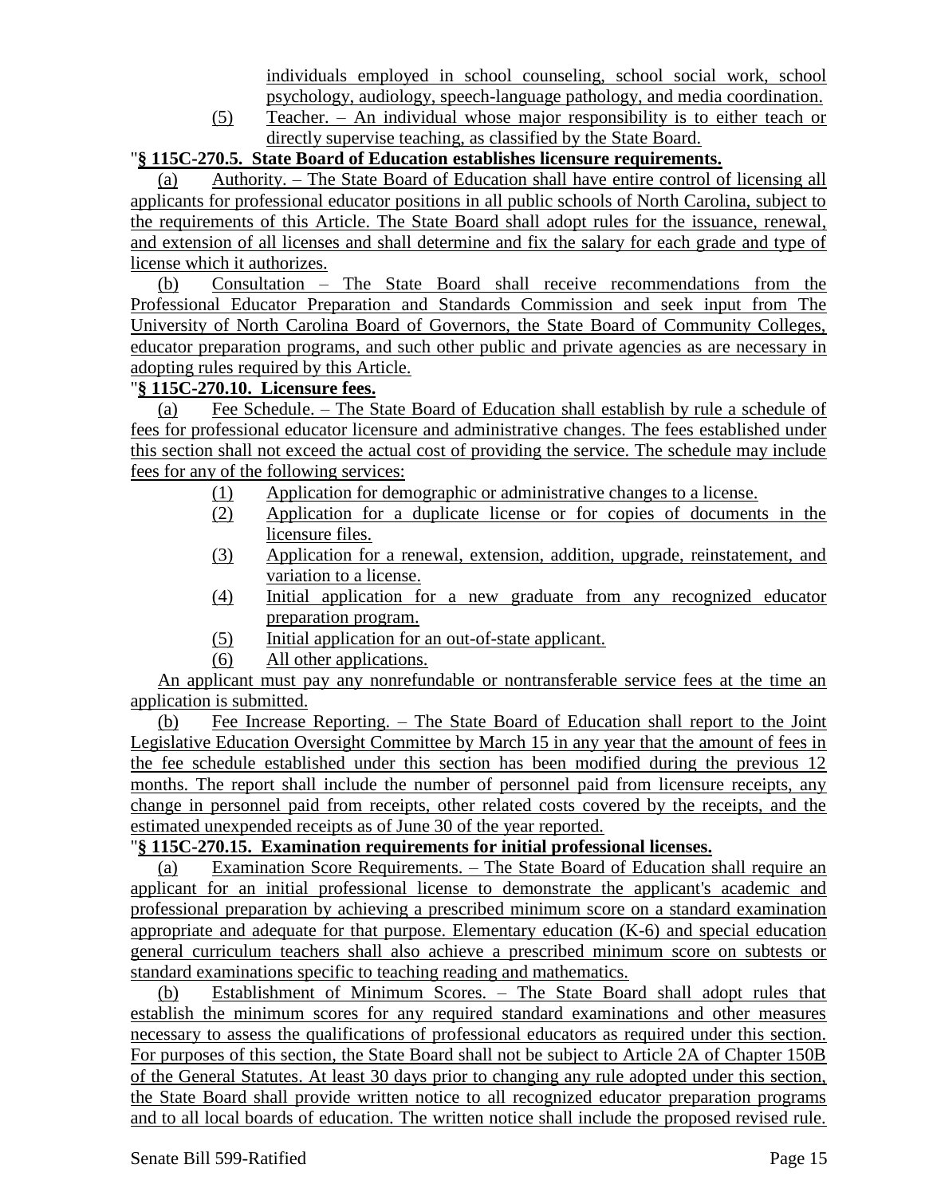individuals employed in school counseling, school social work, school psychology, audiology, speech-language pathology, and media coordination.

(5) Teacher. – An individual whose major responsibility is to either teach or directly supervise teaching, as classified by the State Board.

"**§ 115C-270.5. State Board of Education establishes licensure requirements.**

(a) Authority. – The State Board of Education shall have entire control of licensing all applicants for professional educator positions in all public schools of North Carolina, subject to the requirements of this Article. The State Board shall adopt rules for the issuance, renewal, and extension of all licenses and shall determine and fix the salary for each grade and type of license which it authorizes.

(b) Consultation – The State Board shall receive recommendations from the Professional Educator Preparation and Standards Commission and seek input from The University of North Carolina Board of Governors, the State Board of Community Colleges, educator preparation programs, and such other public and private agencies as are necessary in adopting rules required by this Article.

"**§ 115C-270.10. Licensure fees.**

(a) Fee Schedule. – The State Board of Education shall establish by rule a schedule of fees for professional educator licensure and administrative changes. The fees established under this section shall not exceed the actual cost of providing the service. The schedule may include fees for any of the following services:

(1) Application for demographic or administrative changes to a license.
(2) Application for a duplicate license or for copies of documents in the licensure files.
(3) Application for a renewal, extension, addition, upgrade, reinstatement, and variation to a license.
(4) Initial application for a new graduate from any recognized educator preparation program.
(5) Initial application for an out-of-state applicant.
(6) All other applications.

An applicant must pay any nonrefundable or nontransferable service fees at the time an application is submitted.

(b) Fee Increase Reporting. – The State Board of Education shall report to the Joint Legislative Education Oversight Committee by March 15 in any year that the amount of fees in the fee schedule established under this section has been modified during the previous 12 months. The report shall include the number of personnel paid from licensure receipts, any change in personnel paid from receipts, other related costs covered by the receipts, and the estimated unexpended receipts as of June 30 of the year reported.

"**§ 115C-270.15. Examination requirements for initial professional licenses.**

(a) Examination Score Requirements. – The State Board of Education shall require an applicant for an initial professional license to demonstrate the applicant's academic and professional preparation by achieving a prescribed minimum score on a standard examination appropriate and adequate for that purpose. Elementary education (K-6) and special education general curriculum teachers shall also achieve a prescribed minimum score on subtests or standard examinations specific to teaching reading and mathematics.

(b) Establishment of Minimum Scores. – The State Board shall adopt rules that establish the minimum scores for any required standard examinations and other measures necessary to assess the qualifications of professional educators as required under this section. For purposes of this section, the State Board shall not be subject to Article 2A of Chapter 150B of the General Statutes. At least 30 days prior to changing any rule adopted under this section, the State Board shall provide written notice to all recognized educator preparation programs and to all local boards of education. The written notice shall include the proposed revised rule.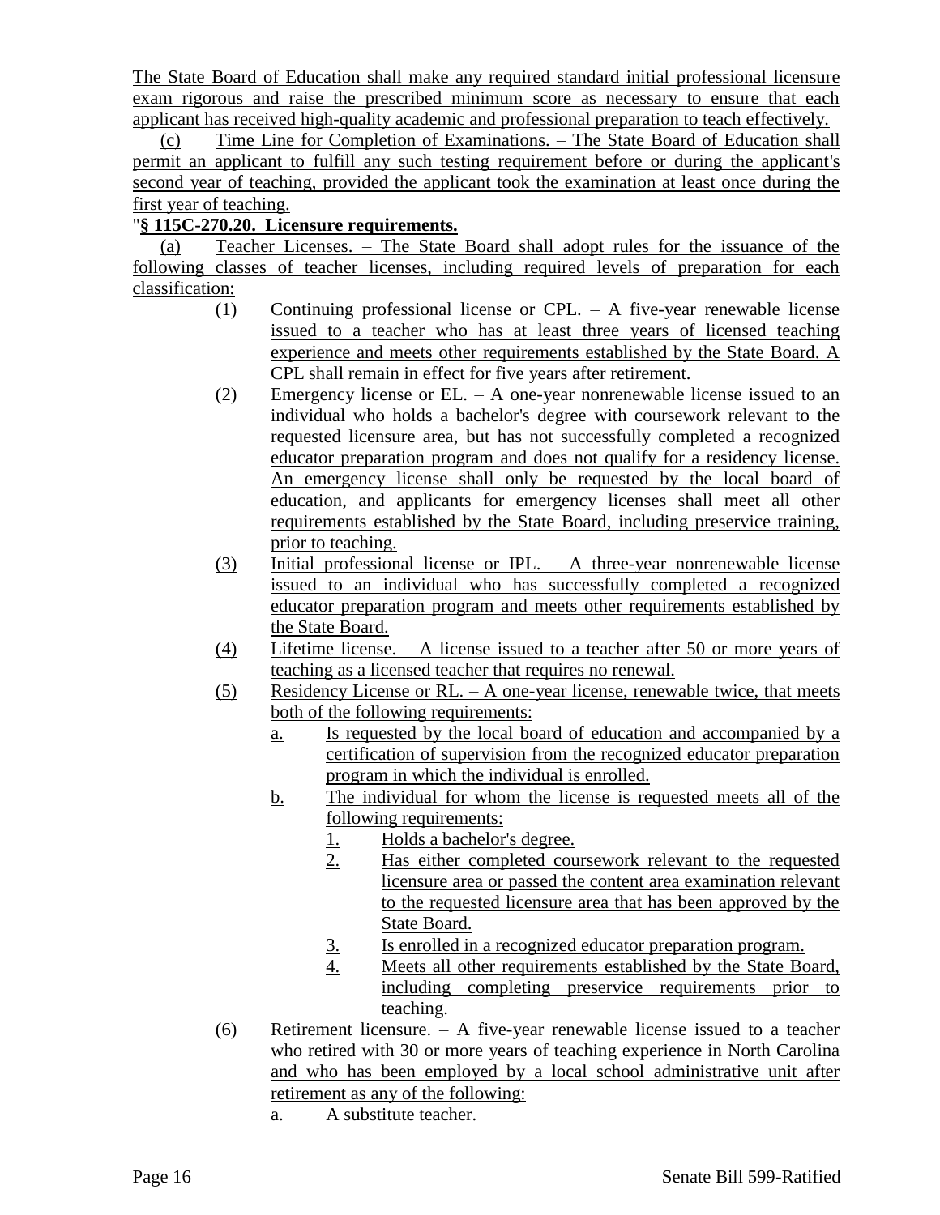The State Board of Education shall make any required standard initial professional licensure exam rigorous and raise the prescribed minimum score as necessary to ensure that each applicant has received high-quality academic and professional preparation to teach effectively.

(c) Time Line for Completion of Examinations. – The State Board of Education shall permit an applicant to fulfill any such testing requirement before or during the applicant's second year of teaching, provided the applicant took the examination at least once during the first year of teaching.

"**§ 115C-270.20. Licensure requirements.**

(a) Teacher Licenses. – The State Board shall adopt rules for the issuance of the following classes of teacher licenses, including required levels of preparation for each classification:

(1) Continuing professional license or CPL. – A five-year renewable license issued to a teacher who has at least three years of licensed teaching experience and meets other requirements established by the State Board. A CPL shall remain in effect for five years after retirement.

(2) Emergency license or EL. – A one-year nonrenewable license issued to an individual who holds a bachelor's degree with coursework relevant to the requested licensure area, but has not successfully completed a recognized educator preparation program and does not qualify for a residency license. An emergency license shall only be requested by the local board of education, and applicants for emergency licenses shall meet all other requirements established by the State Board, including preservice training, prior to teaching.

(3) Initial professional license or IPL. – A three-year nonrenewable license issued to an individual who has successfully completed a recognized educator preparation program and meets other requirements established by the State Board.

(4) Lifetime license. – A license issued to a teacher after 50 or more years of teaching as a licensed teacher that requires no renewal.

(5) Residency License or RL. – A one-year license, renewable twice, that meets both of the following requirements:

a. Is requested by the local board of education and accompanied by a certification of supervision from the recognized educator preparation program in which the individual is enrolled.

b. The individual for whom the license is requested meets all of the following requirements:

1. Holds a bachelor's degree.

2. Has either completed coursework relevant to the requested licensure area or passed the content area examination relevant to the requested licensure area that has been approved by the State Board.

3. Is enrolled in a recognized educator preparation program.

4. Meets all other requirements established by the State Board, including completing preservice requirements prior to teaching.

(6) Retirement licensure. – A five-year renewable license issued to a teacher who retired with 30 or more years of teaching experience in North Carolina and who has been employed by a local school administrative unit after retirement as any of the following:

a. A substitute teacher.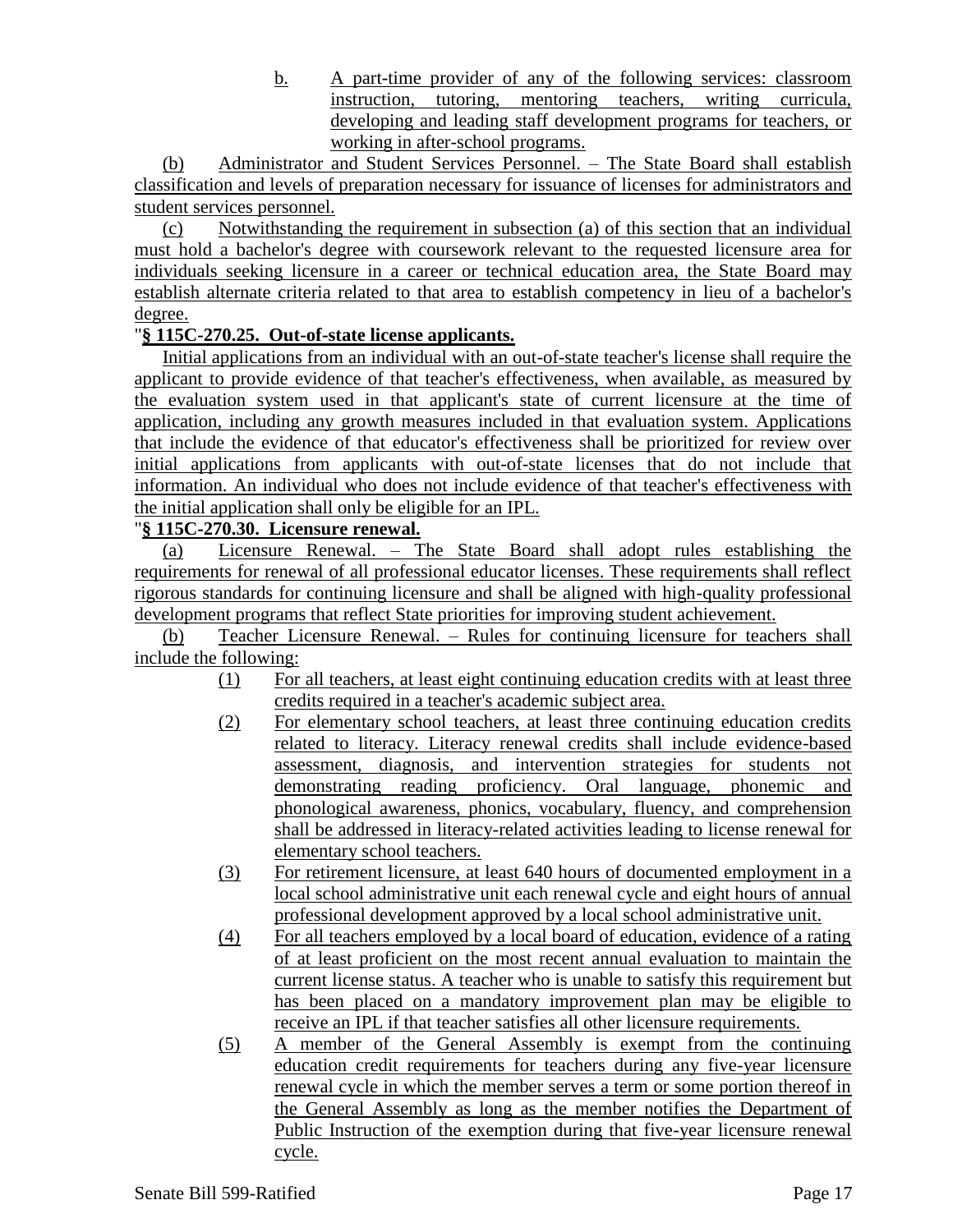b. A part-time provider of any of the following services: classroom instruction, tutoring, mentoring teachers, writing curricula, developing and leading staff development programs for teachers, or working in after-school programs.

(b) Administrator and Student Services Personnel. – The State Board shall establish classification and levels of preparation necessary for issuance of licenses for administrators and student services personnel.

(c) Notwithstanding the requirement in subsection (a) of this section that an individual must hold a bachelor's degree with coursework relevant to the requested licensure area for individuals seeking licensure in a career or technical education area, the State Board may establish alternate criteria related to that area to establish competency in lieu of a bachelor's degree.

"**§ 115C-270.25. Out-of-state license applicants.**

Initial applications from an individual with an out-of-state teacher's license shall require the applicant to provide evidence of that teacher's effectiveness, when available, as measured by the evaluation system used in that applicant's state of current licensure at the time of application, including any growth measures included in that evaluation system. Applications that include the evidence of that educator's effectiveness shall be prioritized for review over initial applications from applicants with out-of-state licenses that do not include that information. An individual who does not include evidence of that teacher's effectiveness with the initial application shall only be eligible for an IPL.

"**§ 115C-270.30. Licensure renewal.**

(a) Licensure Renewal. – The State Board shall adopt rules establishing the requirements for renewal of all professional educator licenses. These requirements shall reflect rigorous standards for continuing licensure and shall be aligned with high-quality professional development programs that reflect State priorities for improving student achievement.

(b) Teacher Licensure Renewal. – Rules for continuing licensure for teachers shall include the following:

(1) For all teachers, at least eight continuing education credits with at least three credits required in a teacher's academic subject area.

(2) For elementary school teachers, at least three continuing education credits related to literacy. Literacy renewal credits shall include evidence-based assessment, diagnosis, and intervention strategies for students not demonstrating reading proficiency. Oral language, phonemic and phonological awareness, phonics, vocabulary, fluency, and comprehension shall be addressed in literacy-related activities leading to license renewal for elementary school teachers.

(3) For retirement licensure, at least 640 hours of documented employment in a local school administrative unit each renewal cycle and eight hours of annual professional development approved by a local school administrative unit.

(4) For all teachers employed by a local board of education, evidence of a rating of at least proficient on the most recent annual evaluation to maintain the current license status. A teacher who is unable to satisfy this requirement but has been placed on a mandatory improvement plan may be eligible to receive an IPL if that teacher satisfies all other licensure requirements.

(5) A member of the General Assembly is exempt from the continuing education credit requirements for teachers during any five-year licensure renewal cycle in which the member serves a term or some portion thereof in the General Assembly as long as the member notifies the Department of Public Instruction of the exemption during that five-year licensure renewal cycle.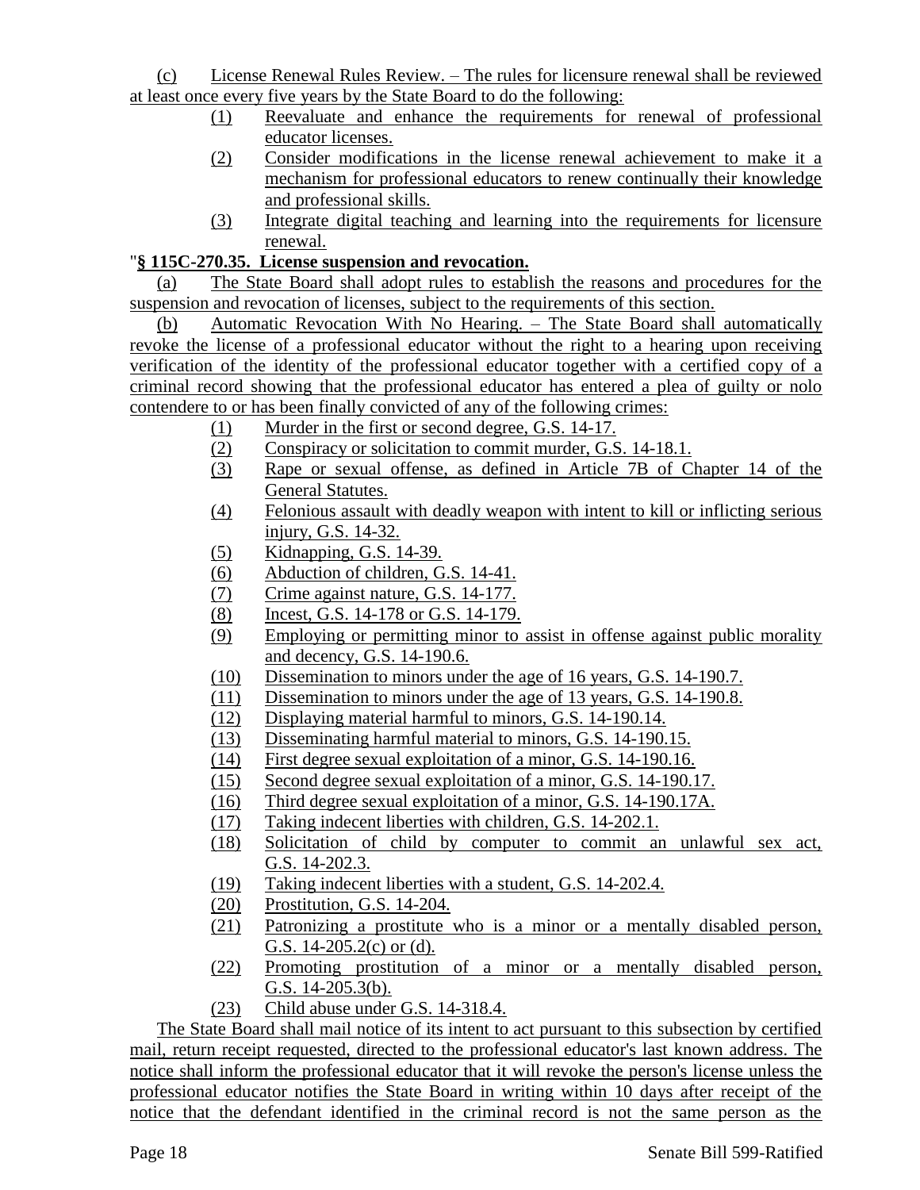(c) License Renewal Rules Review. – The rules for licensure renewal shall be reviewed at least once every five years by the State Board to do the following:

(1) Reevaluate and enhance the requirements for renewal of professional educator licenses.

(2) Consider modifications in the license renewal achievement to make it a mechanism for professional educators to renew continually their knowledge and professional skills.

(3) Integrate digital teaching and learning into the requirements for licensure renewal.

"**§ 115C-270.35. License suspension and revocation.**

(a) The State Board shall adopt rules to establish the reasons and procedures for the suspension and revocation of licenses, subject to the requirements of this section.

(b) Automatic Revocation With No Hearing. – The State Board shall automatically revoke the license of a professional educator without the right to a hearing upon receiving verification of the identity of the professional educator together with a certified copy of a criminal record showing that the professional educator has entered a plea of guilty or nolo contendere to or has been finally convicted of any of the following crimes:

(1) Murder in the first or second degree, G.S. 14-17.
(2) Conspiracy or solicitation to commit murder, G.S. 14-18.1.
(3) Rape or sexual offense, as defined in Article 7B of Chapter 14 of the General Statutes.
(4) Felonious assault with deadly weapon with intent to kill or inflicting serious injury, G.S. 14-32.
(5) Kidnapping, G.S. 14-39.
(6) Abduction of children, G.S. 14-41.
(7) Crime against nature, G.S. 14-177.
(8) Incest, G.S. 14-178 or G.S. 14-179.
(9) Employing or permitting minor to assist in offense against public morality and decency, G.S. 14-190.6.
(10) Dissemination to minors under the age of 16 years, G.S. 14-190.7.
(11) Dissemination to minors under the age of 13 years, G.S. 14-190.8.
(12) Displaying material harmful to minors, G.S. 14-190.14.
(13) Disseminating harmful material to minors, G.S. 14-190.15.
(14) First degree sexual exploitation of a minor, G.S. 14-190.16.
(15) Second degree sexual exploitation of a minor, G.S. 14-190.17.
(16) Third degree sexual exploitation of a minor, G.S. 14-190.17A.
(17) Taking indecent liberties with children, G.S. 14-202.1.
(18) Solicitation of child by computer to commit an unlawful sex act, G.S. 14-202.3.
(19) Taking indecent liberties with a student, G.S. 14-202.4.
(20) Prostitution, G.S. 14-204.
(21) Patronizing a prostitute who is a minor or a mentally disabled person, G.S. 14-205.2(c) or (d).
(22) Promoting prostitution of a minor or a mentally disabled person, G.S. 14-205.3(b).
(23) Child abuse under G.S. 14-318.4.

The State Board shall mail notice of its intent to act pursuant to this subsection by certified mail, return receipt requested, directed to the professional educator's last known address. The notice shall inform the professional educator that it will revoke the person's license unless the professional educator notifies the State Board in writing within 10 days after receipt of the notice that the defendant identified in the criminal record is not the same person as the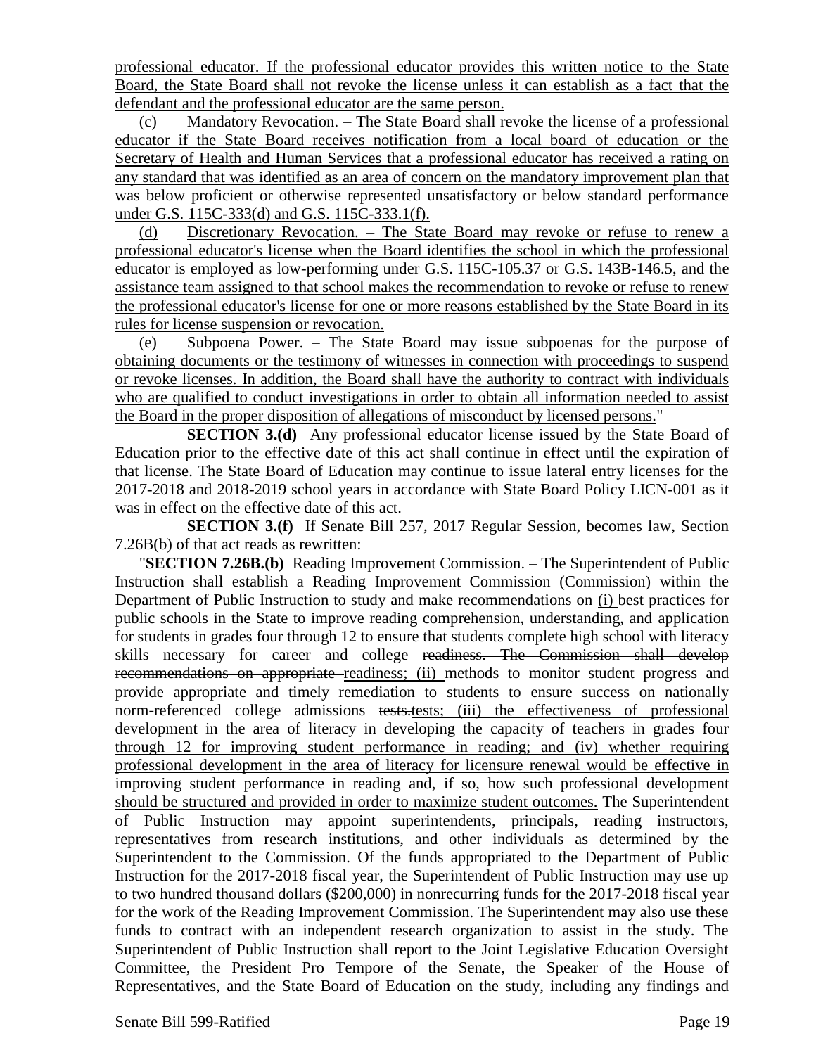professional educator. If the professional educator provides this written notice to the State Board, the State Board shall not revoke the license unless it can establish as a fact that the defendant and the professional educator are the same person.

(c) Mandatory Revocation. – The State Board shall revoke the license of a professional educator if the State Board receives notification from a local board of education or the Secretary of Health and Human Services that a professional educator has received a rating on any standard that was identified as an area of concern on the mandatory improvement plan that was below proficient or otherwise represented unsatisfactory or below standard performance under G.S. 115C-333(d) and G.S. 115C-333.1(f).

(d) Discretionary Revocation. – The State Board may revoke or refuse to renew a professional educator's license when the Board identifies the school in which the professional educator is employed as low-performing under G.S. 115C-105.37 or G.S. 143B-146.5, and the assistance team assigned to that school makes the recommendation to revoke or refuse to renew the professional educator's license for one or more reasons established by the State Board in its rules for license suspension or revocation.

(e) Subpoena Power. – The State Board may issue subpoenas for the purpose of obtaining documents or the testimony of witnesses in connection with proceedings to suspend or revoke licenses. In addition, the Board shall have the authority to contract with individuals who are qualified to conduct investigations in order to obtain all information needed to assist the Board in the proper disposition of allegations of misconduct by licensed persons."

**SECTION 3.(d)** Any professional educator license issued by the State Board of Education prior to the effective date of this act shall continue in effect until the expiration of that license. The State Board of Education may continue to issue lateral entry licenses for the 2017-2018 and 2018-2019 school years in accordance with State Board Policy LICN-001 as it was in effect on the effective date of this act.

**SECTION 3.(f)** If Senate Bill 257, 2017 Regular Session, becomes law, Section 7.26B(b) of that act reads as rewritten:

"**SECTION 7.26B.(b)** Reading Improvement Commission. – The Superintendent of Public Instruction shall establish a Reading Improvement Commission (Commission) within the Department of Public Instruction to study and make recommendations on (i) best practices for public schools in the State to improve reading comprehension, understanding, and application for students in grades four through 12 to ensure that students complete high school with literacy skills necessary for career and college ~~readiness. The Commission shall develop recommendations on appropriate~~ readiness; (ii) methods to monitor student progress and provide appropriate and timely remediation to students to ensure success on nationally norm-referenced college admissions ~~tests.~~tests; (iii) the effectiveness of professional development in the area of literacy in developing the capacity of teachers in grades four through 12 for improving student performance in reading; and (iv) whether requiring professional development in the area of literacy for licensure renewal would be effective in improving student performance in reading and, if so, how such professional development should be structured and provided in order to maximize student outcomes. The Superintendent of Public Instruction may appoint superintendents, principals, reading instructors, representatives from research institutions, and other individuals as determined by the Superintendent to the Commission. Of the funds appropriated to the Department of Public Instruction for the 2017-2018 fiscal year, the Superintendent of Public Instruction may use up to two hundred thousand dollars ($200,000) in nonrecurring funds for the 2017-2018 fiscal year for the work of the Reading Improvement Commission. The Superintendent may also use these funds to contract with an independent research organization to assist in the study. The Superintendent of Public Instruction shall report to the Joint Legislative Education Oversight Committee, the President Pro Tempore of the Senate, the Speaker of the House of Representatives, and the State Board of Education on the study, including any findings and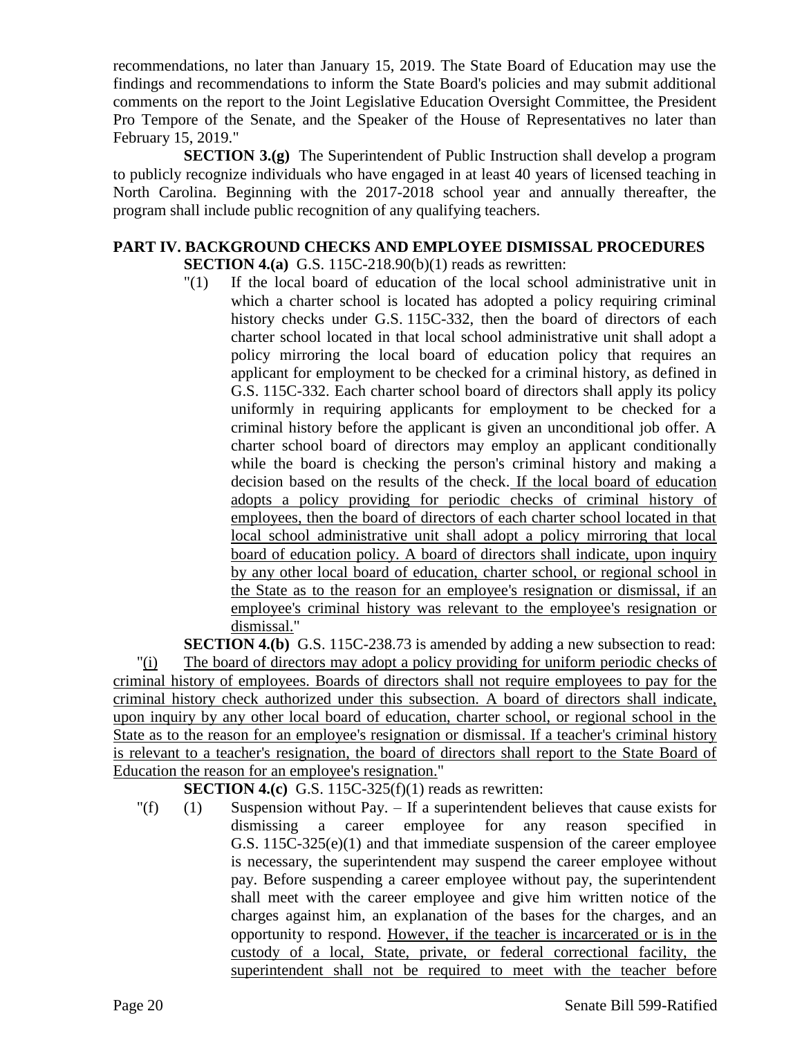recommendations, no later than January 15, 2019. The State Board of Education may use the findings and recommendations to inform the State Board's policies and may submit additional comments on the report to the Joint Legislative Education Oversight Committee, the President Pro Tempore of the Senate, and the Speaker of the House of Representatives no later than February 15, 2019."

**SECTION 3.(g)** The Superintendent of Public Instruction shall develop a program to publicly recognize individuals who have engaged in at least 40 years of licensed teaching in North Carolina. Beginning with the 2017-2018 school year and annually thereafter, the program shall include public recognition of any qualifying teachers.

## PART IV. BACKGROUND CHECKS AND EMPLOYEE DISMISSAL PROCEDURES

**SECTION 4.(a)** G.S. 115C-218.90(b)(1) reads as rewritten:

"(1) If the local board of education of the local school administrative unit in which a charter school is located has adopted a policy requiring criminal history checks under G.S. 115C-332, then the board of directors of each charter school located in that local school administrative unit shall adopt a policy mirroring the local board of education policy that requires an applicant for employment to be checked for a criminal history, as defined in G.S. 115C-332. Each charter school board of directors shall apply its policy uniformly in requiring applicants for employment to be checked for a criminal history before the applicant is given an unconditional job offer. A charter school board of directors may employ an applicant conditionally while the board is checking the person's criminal history and making a decision based on the results of the check. <u>If the local board of education adopts a policy providing for periodic checks of criminal history of employees, then the board of directors of each charter school located in that local school administrative unit shall adopt a policy mirroring that local board of education policy. A board of directors shall indicate, upon inquiry by any other local board of education, charter school, or regional school in the State as to the reason for an employee's resignation or dismissal, if an employee's criminal history was relevant to the employee's resignation or dismissal.</u>"

**SECTION 4.(b)** G.S. 115C-238.73 is amended by adding a new subsection to read:

"<u>(i) The board of directors may adopt a policy providing for uniform periodic checks of criminal history of employees. Boards of directors shall not require employees to pay for the criminal history check authorized under this subsection. A board of directors shall indicate, upon inquiry by any other local board of education, charter school, or regional school in the State as to the reason for an employee's resignation or dismissal. If a teacher's criminal history is relevant to a teacher's resignation, the board of directors shall report to the State Board of Education the reason for an employee's resignation.</u>"

**SECTION 4.(c)** G.S. 115C-325(f)(1) reads as rewritten:

"(f) (1) Suspension without Pay. – If a superintendent believes that cause exists for dismissing a career employee for any reason specified in G.S. 115C-325(e)(1) and that immediate suspension of the career employee is necessary, the superintendent may suspend the career employee without pay. Before suspending a career employee without pay, the superintendent shall meet with the career employee and give him written notice of the charges against him, an explanation of the bases for the charges, and an opportunity to respond. <u>However, if the teacher is incarcerated or is in the custody of a local, State, private, or federal correctional facility, the superintendent shall not be required to meet with the teacher before</u>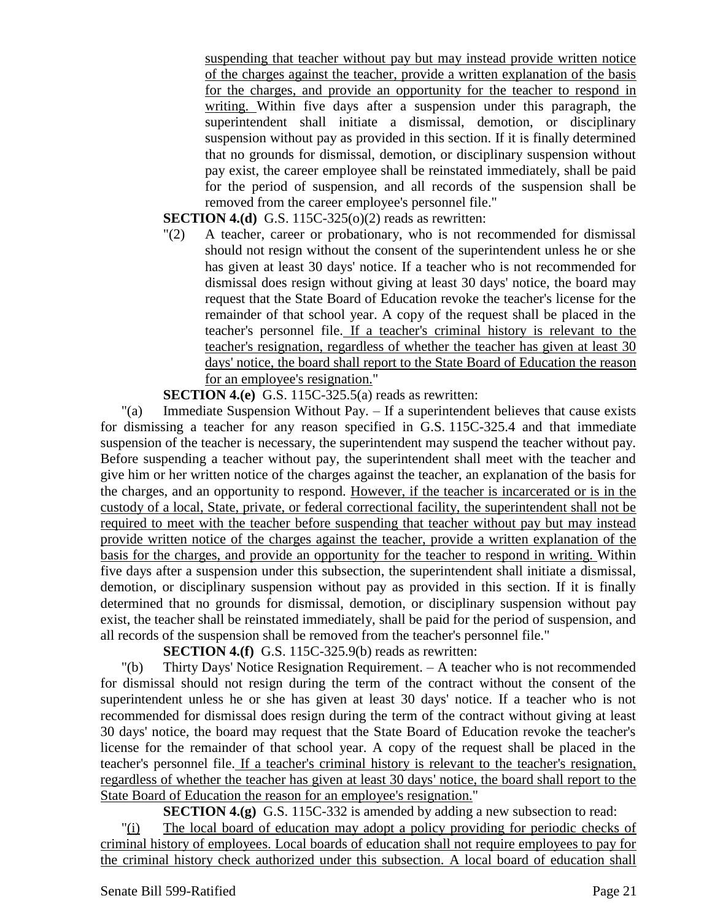suspending that teacher without pay but may instead provide written notice of the charges against the teacher, provide a written explanation of the basis for the charges, and provide an opportunity for the teacher to respond in writing. Within five days after a suspension under this paragraph, the superintendent shall initiate a dismissal, demotion, or disciplinary suspension without pay as provided in this section. If it is finally determined that no grounds for dismissal, demotion, or disciplinary suspension without pay exist, the career employee shall be reinstated immediately, shall be paid for the period of suspension, and all records of the suspension shall be removed from the career employee's personnel file."

**SECTION 4.(d)** G.S. 115C-325(o)(2) reads as rewritten:

"(2) A teacher, career or probationary, who is not recommended for dismissal should not resign without the consent of the superintendent unless he or she has given at least 30 days' notice. If a teacher who is not recommended for dismissal does resign without giving at least 30 days' notice, the board may request that the State Board of Education revoke the teacher's license for the remainder of that school year. A copy of the request shall be placed in the teacher's personnel file. If a teacher's criminal history is relevant to the teacher's resignation, regardless of whether the teacher has given at least 30 days' notice, the board shall report to the State Board of Education the reason for an employee's resignation."

**SECTION 4.(e)** G.S. 115C-325.5(a) reads as rewritten:

"(a) Immediate Suspension Without Pay. – If a superintendent believes that cause exists for dismissing a teacher for any reason specified in G.S. 115C-325.4 and that immediate suspension of the teacher is necessary, the superintendent may suspend the teacher without pay. Before suspending a teacher without pay, the superintendent shall meet with the teacher and give him or her written notice of the charges against the teacher, an explanation of the basis for the charges, and an opportunity to respond. However, if the teacher is incarcerated or is in the custody of a local, State, private, or federal correctional facility, the superintendent shall not be required to meet with the teacher before suspending that teacher without pay but may instead provide written notice of the charges against the teacher, provide a written explanation of the basis for the charges, and provide an opportunity for the teacher to respond in writing. Within five days after a suspension under this subsection, the superintendent shall initiate a dismissal, demotion, or disciplinary suspension without pay as provided in this section. If it is finally determined that no grounds for dismissal, demotion, or disciplinary suspension without pay exist, the teacher shall be reinstated immediately, shall be paid for the period of suspension, and all records of the suspension shall be removed from the teacher's personnel file."

**SECTION 4.(f)** G.S. 115C-325.9(b) reads as rewritten:

"(b) Thirty Days' Notice Resignation Requirement. – A teacher who is not recommended for dismissal should not resign during the term of the contract without the consent of the superintendent unless he or she has given at least 30 days' notice. If a teacher who is not recommended for dismissal does resign during the term of the contract without giving at least 30 days' notice, the board may request that the State Board of Education revoke the teacher's license for the remainder of that school year. A copy of the request shall be placed in the teacher's personnel file. If a teacher's criminal history is relevant to the teacher's resignation, regardless of whether the teacher has given at least 30 days' notice, the board shall report to the State Board of Education the reason for an employee's resignation."

**SECTION 4.(g)** G.S. 115C-332 is amended by adding a new subsection to read:

"(i) The local board of education may adopt a policy providing for periodic checks of criminal history of employees. Local boards of education shall not require employees to pay for the criminal history check authorized under this subsection. A local board of education shall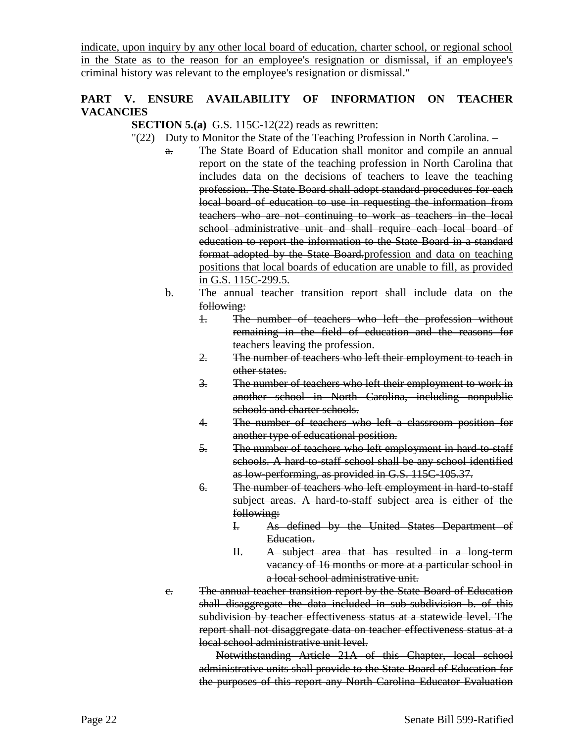indicate, upon inquiry by any other local board of education, charter school, or regional school in the State as to the reason for an employee's resignation or dismissal, if an employee's criminal history was relevant to the employee's resignation or dismissal."

## PART V. ENSURE AVAILABILITY OF INFORMATION ON TEACHER VACANCIES

**SECTION 5.(a)** G.S. 115C-12(22) reads as rewritten:

"(22) Duty to Monitor the State of the Teaching Profession in North Carolina. –

~~a.~~ The State Board of Education shall monitor and compile an annual report on the state of the teaching profession in North Carolina that includes data on the decisions of teachers to leave the teaching ~~profession. The State Board shall adopt standard procedures for each local board of education to use in requesting the information from teachers who are not continuing to work as teachers in the local school administrative unit and shall require each local board of education to report the information to the State Board in a standard format adopted by the State Board.~~<u>profession and data on teaching positions that local boards of education are unable to fill, as provided in G.S. 115C-299.5.</u>

~~b. The annual teacher transition report shall include data on the following:~~

~~1. The number of teachers who left the profession without remaining in the field of education and the reasons for teachers leaving the profession.~~

~~2. The number of teachers who left their employment to teach in other states.~~

~~3. The number of teachers who left their employment to work in another school in North Carolina, including nonpublic schools and charter schools.~~

~~4. The number of teachers who left a classroom position for another type of educational position.~~

~~5. The number of teachers who left employment in hard-to-staff schools. A hard-to-staff school shall be any school identified as low-performing, as provided in G.S. 115C-105.37.~~

~~6. The number of teachers who left employment in hard-to-staff subject areas. A hard-to-staff subject area is either of the following:~~

~~I. As defined by the United States Department of Education.~~

~~II. A subject area that has resulted in a long-term vacancy of 16 months or more at a particular school in a local school administrative unit.~~

~~c. The annual teacher transition report by the State Board of Education shall disaggregate the data included in sub-subdivision b. of this subdivision by teacher effectiveness status at a statewide level. The report shall not disaggregate data on teacher effectiveness status at a local school administrative unit level.~~

~~Notwithstanding Article 21A of this Chapter, local school administrative units shall provide to the State Board of Education for the purposes of this report any North Carolina Educator Evaluation~~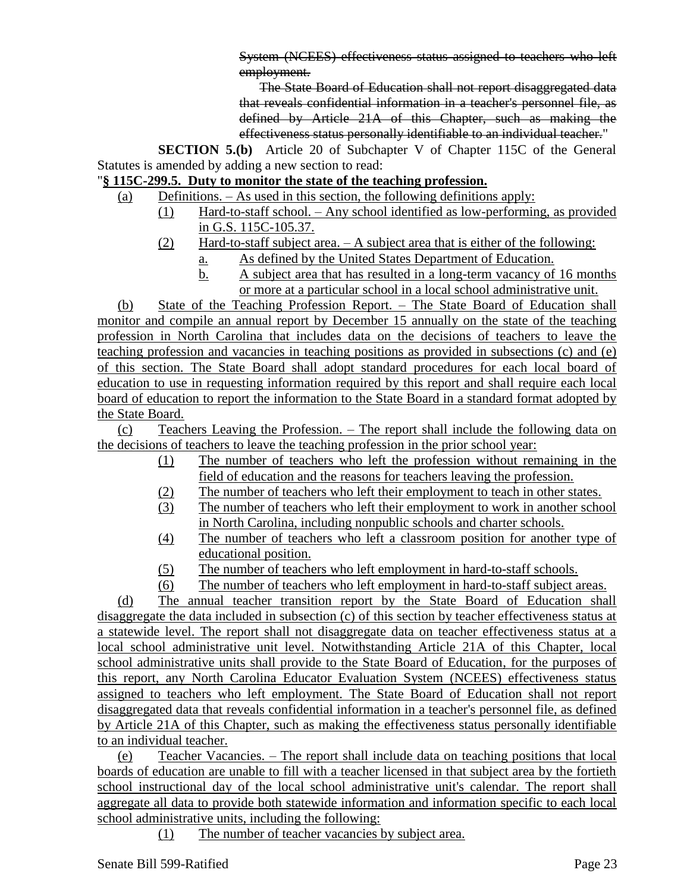System (NCEES) effectiveness status assigned to teachers who left employment.

The State Board of Education shall not report disaggregated data that reveals confidential information in a teacher's personnel file, as defined by Article 21A of this Chapter, such as making the effectiveness status personally identifiable to an individual teacher."

**SECTION 5.(b)** Article 20 of Subchapter V of Chapter 115C of the General Statutes is amended by adding a new section to read:

"**§ 115C-299.5. Duty to monitor the state of the teaching profession.**

(a) Definitions. – As used in this section, the following definitions apply:

(1) Hard-to-staff school. – Any school identified as low-performing, as provided in G.S. 115C-105.37.

(2) Hard-to-staff subject area. – A subject area that is either of the following:

a. As defined by the United States Department of Education.

b. A subject area that has resulted in a long-term vacancy of 16 months or more at a particular school in a local school administrative unit.

(b) State of the Teaching Profession Report. – The State Board of Education shall monitor and compile an annual report by December 15 annually on the state of the teaching profession in North Carolina that includes data on the decisions of teachers to leave the teaching profession and vacancies in teaching positions as provided in subsections (c) and (e) of this section. The State Board shall adopt standard procedures for each local board of education to use in requesting information required by this report and shall require each local board of education to report the information to the State Board in a standard format adopted by the State Board.

(c) Teachers Leaving the Profession. – The report shall include the following data on the decisions of teachers to leave the teaching profession in the prior school year:

(1) The number of teachers who left the profession without remaining in the field of education and the reasons for teachers leaving the profession.

(2) The number of teachers who left their employment to teach in other states.

(3) The number of teachers who left their employment to work in another school in North Carolina, including nonpublic schools and charter schools.

(4) The number of teachers who left a classroom position for another type of educational position.

(5) The number of teachers who left employment in hard-to-staff schools.

(6) The number of teachers who left employment in hard-to-staff subject areas.

(d) The annual teacher transition report by the State Board of Education shall disaggregate the data included in subsection (c) of this section by teacher effectiveness status at a statewide level. The report shall not disaggregate data on teacher effectiveness status at a local school administrative unit level. Notwithstanding Article 21A of this Chapter, local school administrative units shall provide to the State Board of Education, for the purposes of this report, any North Carolina Educator Evaluation System (NCEES) effectiveness status assigned to teachers who left employment. The State Board of Education shall not report disaggregated data that reveals confidential information in a teacher's personnel file, as defined by Article 21A of this Chapter, such as making the effectiveness status personally identifiable to an individual teacher.

(e) Teacher Vacancies. – The report shall include data on teaching positions that local boards of education are unable to fill with a teacher licensed in that subject area by the fortieth school instructional day of the local school administrative unit's calendar. The report shall aggregate all data to provide both statewide information and information specific to each local school administrative units, including the following:

(1) The number of teacher vacancies by subject area.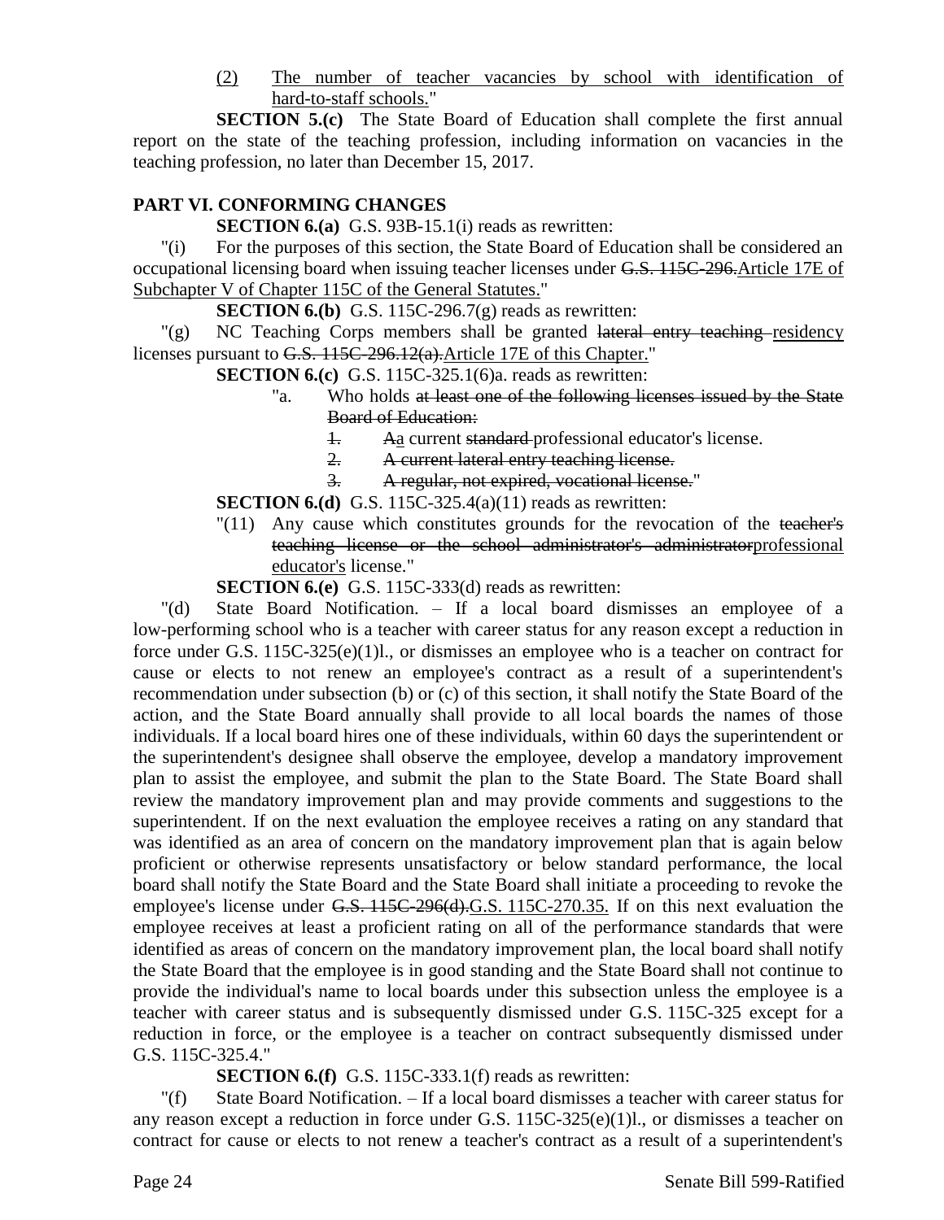(2) The number of teacher vacancies by school with identification of hard-to-staff schools."

**SECTION 5.(c)** The State Board of Education shall complete the first annual report on the state of the teaching profession, including information on vacancies in the teaching profession, no later than December 15, 2017.

**PART VI. CONFORMING CHANGES**

**SECTION 6.(a)** G.S. 93B-15.1(i) reads as rewritten:

"(i) For the purposes of this section, the State Board of Education shall be considered an occupational licensing board when issuing teacher licenses under ~~G.S. 115C-296.~~Article 17E of Subchapter V of Chapter 115C of the General Statutes."

**SECTION 6.(b)** G.S. 115C-296.7(g) reads as rewritten:

"(g) NC Teaching Corps members shall be granted ~~lateral entry teaching~~ residency licenses pursuant to ~~G.S. 115C-296.12(a).~~Article 17E of this Chapter."

**SECTION 6.(c)** G.S. 115C-325.1(6)a. reads as rewritten:

"a. Who holds ~~at least one of the following licenses issued by the State Board of Education:~~

~~1.~~ ~~A~~a current ~~standard~~ professional educator's license.

~~2. A current lateral entry teaching license.~~

~~3. A regular, not expired, vocational license.~~"

**SECTION 6.(d)** G.S. 115C-325.4(a)(11) reads as rewritten:

"(11) Any cause which constitutes grounds for the revocation of the ~~teacher's teaching license or the school administrator's administrator~~professional educator's license."

**SECTION 6.(e)** G.S. 115C-333(d) reads as rewritten:

"(d) State Board Notification. – If a local board dismisses an employee of a low-performing school who is a teacher with career status for any reason except a reduction in force under G.S. 115C-325(e)(1)l., or dismisses an employee who is a teacher on contract for cause or elects to not renew an employee's contract as a result of a superintendent's recommendation under subsection (b) or (c) of this section, it shall notify the State Board of the action, and the State Board annually shall provide to all local boards the names of those individuals. If a local board hires one of these individuals, within 60 days the superintendent or the superintendent's designee shall observe the employee, develop a mandatory improvement plan to assist the employee, and submit the plan to the State Board. The State Board shall review the mandatory improvement plan and may provide comments and suggestions to the superintendent. If on the next evaluation the employee receives a rating on any standard that was identified as an area of concern on the mandatory improvement plan that is again below proficient or otherwise represents unsatisfactory or below standard performance, the local board shall notify the State Board and the State Board shall initiate a proceeding to revoke the employee's license under ~~G.S. 115C-296(d).~~G.S. 115C-270.35. If on this next evaluation the employee receives at least a proficient rating on all of the performance standards that were identified as areas of concern on the mandatory improvement plan, the local board shall notify the State Board that the employee is in good standing and the State Board shall not continue to provide the individual's name to local boards under this subsection unless the employee is a teacher with career status and is subsequently dismissed under G.S. 115C-325 except for a reduction in force, or the employee is a teacher on contract subsequently dismissed under G.S. 115C-325.4."

**SECTION 6.(f)** G.S. 115C-333.1(f) reads as rewritten:

"(f) State Board Notification. – If a local board dismisses a teacher with career status for any reason except a reduction in force under G.S. 115C-325(e)(1)l., or dismisses a teacher on contract for cause or elects to not renew a teacher's contract as a result of a superintendent's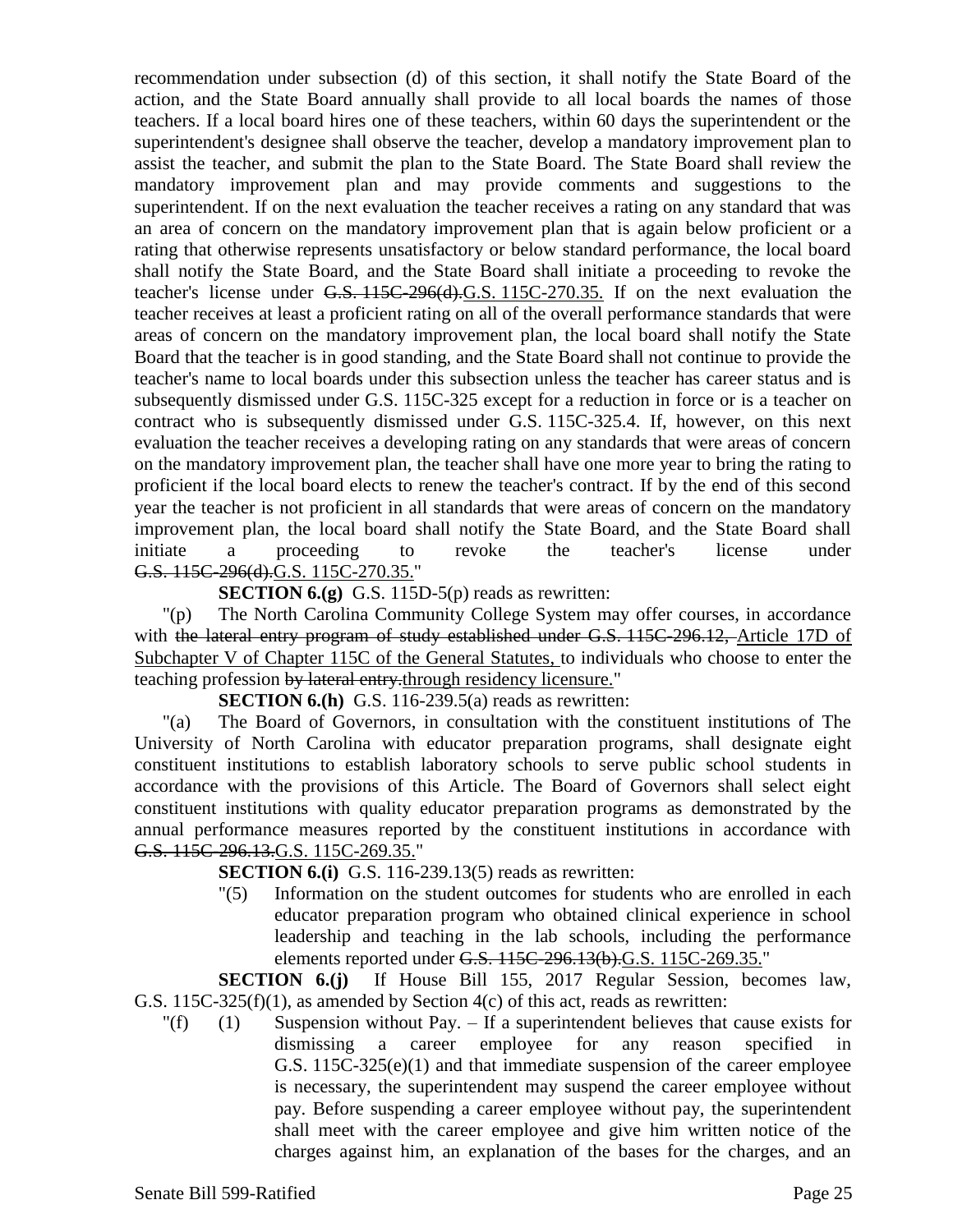recommendation under subsection (d) of this section, it shall notify the State Board of the action, and the State Board annually shall provide to all local boards the names of those teachers. If a local board hires one of these teachers, within 60 days the superintendent or the superintendent's designee shall observe the teacher, develop a mandatory improvement plan to assist the teacher, and submit the plan to the State Board. The State Board shall review the mandatory improvement plan and may provide comments and suggestions to the superintendent. If on the next evaluation the teacher receives a rating on any standard that was an area of concern on the mandatory improvement plan that is again below proficient or a rating that otherwise represents unsatisfactory or below standard performance, the local board shall notify the State Board, and the State Board shall initiate a proceeding to revoke the teacher's license under ~~G.S. 115C-296(d).~~G.S. 115C-270.35. If on the next evaluation the teacher receives at least a proficient rating on all of the overall performance standards that were areas of concern on the mandatory improvement plan, the local board shall notify the State Board that the teacher is in good standing, and the State Board shall not continue to provide the teacher's name to local boards under this subsection unless the teacher has career status and is subsequently dismissed under G.S. 115C-325 except for a reduction in force or is a teacher on contract who is subsequently dismissed under G.S. 115C-325.4. If, however, on this next evaluation the teacher receives a developing rating on any standards that were areas of concern on the mandatory improvement plan, the teacher shall have one more year to bring the rating to proficient if the local board elects to renew the teacher's contract. If by the end of this second year the teacher is not proficient in all standards that were areas of concern on the mandatory improvement plan, the local board shall notify the State Board, and the State Board shall initiate a proceeding to revoke the teacher's license under ~~G.S. 115C-296(d).~~G.S. 115C-270.35."

**SECTION 6.(g)** G.S. 115D-5(p) reads as rewritten:

"(p) The North Carolina Community College System may offer courses, in accordance with ~~the lateral entry program of study established under G.S. 115C-296.12,~~ Article 17D of Subchapter V of Chapter 115C of the General Statutes, to individuals who choose to enter the teaching profession ~~by lateral entry.~~through residency licensure."

**SECTION 6.(h)** G.S. 116-239.5(a) reads as rewritten:

"(a) The Board of Governors, in consultation with the constituent institutions of The University of North Carolina with educator preparation programs, shall designate eight constituent institutions to establish laboratory schools to serve public school students in accordance with the provisions of this Article. The Board of Governors shall select eight constituent institutions with quality educator preparation programs as demonstrated by the annual performance measures reported by the constituent institutions in accordance with ~~G.S. 115C-296.13.~~G.S. 115C-269.35."

**SECTION 6.(i)** G.S. 116-239.13(5) reads as rewritten:

"(5) Information on the student outcomes for students who are enrolled in each educator preparation program who obtained clinical experience in school leadership and teaching in the lab schools, including the performance elements reported under ~~G.S. 115C-296.13(b).~~G.S. 115C-269.35."

**SECTION 6.(j)** If House Bill 155, 2017 Regular Session, becomes law, G.S. 115C-325(f)(1), as amended by Section 4(c) of this act, reads as rewritten:

"(f) (1) Suspension without Pay. – If a superintendent believes that cause exists for dismissing a career employee for any reason specified in G.S. 115C-325(e)(1) and that immediate suspension of the career employee is necessary, the superintendent may suspend the career employee without pay. Before suspending a career employee without pay, the superintendent shall meet with the career employee and give him written notice of the charges against him, an explanation of the bases for the charges, and an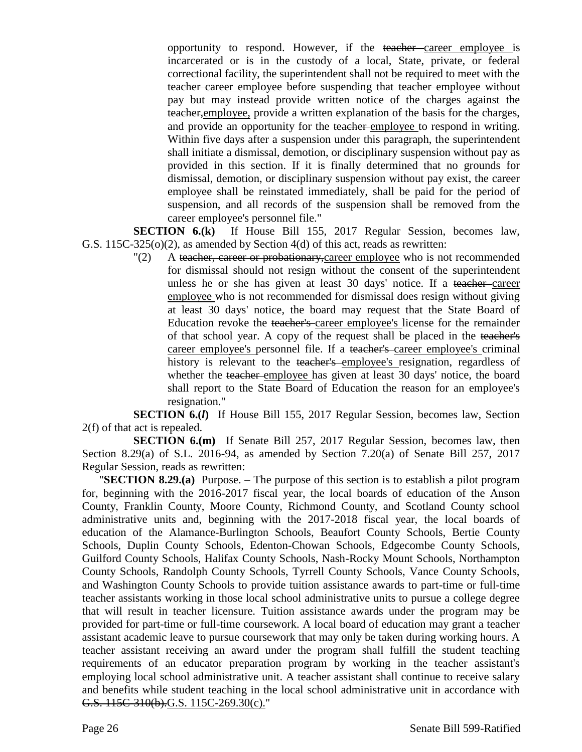opportunity to respond. However, if the ~~teacher~~ career employee is incarcerated or is in the custody of a local, State, private, or federal correctional facility, the superintendent shall not be required to meet with the ~~teacher~~ career employee before suspending that ~~teacher~~ employee without pay but may instead provide written notice of the charges against the ~~teacher,~~employee, provide a written explanation of the basis for the charges, and provide an opportunity for the ~~teacher~~ employee to respond in writing. Within five days after a suspension under this paragraph, the superintendent shall initiate a dismissal, demotion, or disciplinary suspension without pay as provided in this section. If it is finally determined that no grounds for dismissal, demotion, or disciplinary suspension without pay exist, the career employee shall be reinstated immediately, shall be paid for the period of suspension, and all records of the suspension shall be removed from the career employee's personnel file."

**SECTION 6.(k)** If House Bill 155, 2017 Regular Session, becomes law, G.S. 115C-325(o)(2), as amended by Section 4(d) of this act, reads as rewritten:

"(2) A ~~teacher, career or probationary,~~career employee who is not recommended for dismissal should not resign without the consent of the superintendent unless he or she has given at least 30 days' notice. If a ~~teacher~~ career employee who is not recommended for dismissal does resign without giving at least 30 days' notice, the board may request that the State Board of Education revoke the ~~teacher's~~ career employee's license for the remainder of that school year. A copy of the request shall be placed in the ~~teacher's~~ career employee's personnel file. If a ~~teacher's~~ career employee's criminal history is relevant to the ~~teacher's~~ employee's resignation, regardless of whether the ~~teacher~~ employee has given at least 30 days' notice, the board shall report to the State Board of Education the reason for an employee's resignation."

**SECTION 6.(*l*)** If House Bill 155, 2017 Regular Session, becomes law, Section 2(f) of that act is repealed.

**SECTION 6.(m)** If Senate Bill 257, 2017 Regular Session, becomes law, then Section 8.29(a) of S.L. 2016-94, as amended by Section 7.20(a) of Senate Bill 257, 2017 Regular Session, reads as rewritten:

"**SECTION 8.29.(a)** Purpose. – The purpose of this section is to establish a pilot program for, beginning with the 2016-2017 fiscal year, the local boards of education of the Anson County, Franklin County, Moore County, Richmond County, and Scotland County school administrative units and, beginning with the 2017-2018 fiscal year, the local boards of education of the Alamance-Burlington Schools, Beaufort County Schools, Bertie County Schools, Duplin County Schools, Edenton-Chowan Schools, Edgecombe County Schools, Guilford County Schools, Halifax County Schools, Nash-Rocky Mount Schools, Northampton County Schools, Randolph County Schools, Tyrrell County Schools, Vance County Schools, and Washington County Schools to provide tuition assistance awards to part-time or full-time teacher assistants working in those local school administrative units to pursue a college degree that will result in teacher licensure. Tuition assistance awards under the program may be provided for part-time or full-time coursework. A local board of education may grant a teacher assistant academic leave to pursue coursework that may only be taken during working hours. A teacher assistant receiving an award under the program shall fulfill the student teaching requirements of an educator preparation program by working in the teacher assistant's employing local school administrative unit. A teacher assistant shall continue to receive salary and benefits while student teaching in the local school administrative unit in accordance with ~~G.S. 115C-310(b).~~G.S. 115C-269.30(c)."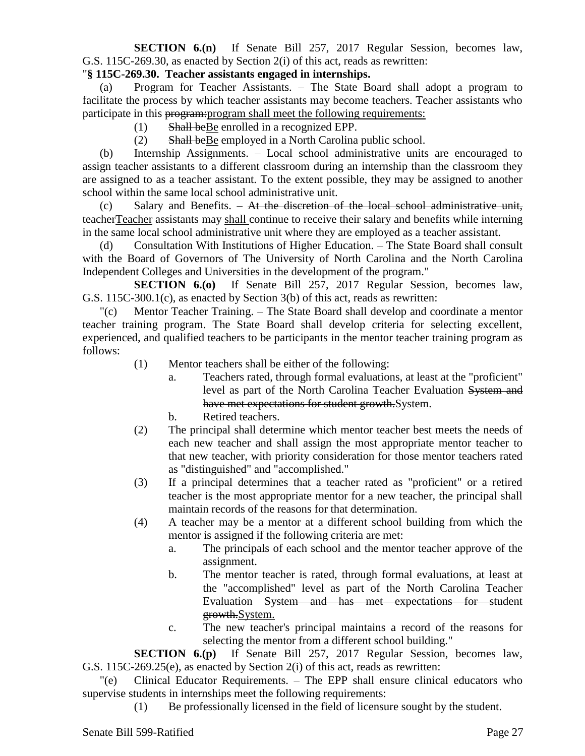**SECTION 6.(n)** If Senate Bill 257, 2017 Regular Session, becomes law, G.S. 115C-269.30, as enacted by Section 2(i) of this act, reads as rewritten:

"**§ 115C-269.30. Teacher assistants engaged in internships.**

(a) Program for Teacher Assistants. – The State Board shall adopt a program to facilitate the process by which teacher assistants may become teachers. Teacher assistants who participate in this ~~program:~~<u>program shall meet the following requirements:</u>

(1) ~~Shall be~~<u>Be</u> enrolled in a recognized EPP.

(2) ~~Shall be~~<u>Be</u> employed in a North Carolina public school.

(b) Internship Assignments. – Local school administrative units are encouraged to assign teacher assistants to a different classroom during an internship than the classroom they are assigned to as a teacher assistant. To the extent possible, they may be assigned to another school within the same local school administrative unit.

(c) Salary and Benefits. – ~~At the discretion of the local school administrative unit, teacher~~<u>Teacher</u> assistants ~~may~~ <u>shall</u> continue to receive their salary and benefits while interning in the same local school administrative unit where they are employed as a teacher assistant.

(d) Consultation With Institutions of Higher Education. – The State Board shall consult with the Board of Governors of The University of North Carolina and the North Carolina Independent Colleges and Universities in the development of the program."

**SECTION 6.(o)** If Senate Bill 257, 2017 Regular Session, becomes law, G.S. 115C-300.1(c), as enacted by Section 3(b) of this act, reads as rewritten:

"(c) Mentor Teacher Training. – The State Board shall develop and coordinate a mentor teacher training program. The State Board shall develop criteria for selecting excellent, experienced, and qualified teachers to be participants in the mentor teacher training program as follows:

(1) Mentor teachers shall be either of the following:

a. Teachers rated, through formal evaluations, at least at the "proficient" level as part of the North Carolina Teacher Evaluation ~~System and have met expectations for student growth.~~<u>System.</u>

b. Retired teachers.

(2) The principal shall determine which mentor teacher best meets the needs of each new teacher and shall assign the most appropriate mentor teacher to that new teacher, with priority consideration for those mentor teachers rated as "distinguished" and "accomplished."

(3) If a principal determines that a teacher rated as "proficient" or a retired teacher is the most appropriate mentor for a new teacher, the principal shall maintain records of the reasons for that determination.

(4) A teacher may be a mentor at a different school building from which the mentor is assigned if the following criteria are met:

a. The principals of each school and the mentor teacher approve of the assignment.

b. The mentor teacher is rated, through formal evaluations, at least at the "accomplished" level as part of the North Carolina Teacher Evaluation ~~System and has met expectations for student growth.~~<u>System.</u>

c. The new teacher's principal maintains a record of the reasons for selecting the mentor from a different school building."

**SECTION 6.(p)** If Senate Bill 257, 2017 Regular Session, becomes law, G.S. 115C-269.25(e), as enacted by Section 2(i) of this act, reads as rewritten:

"(e) Clinical Educator Requirements. – The EPP shall ensure clinical educators who supervise students in internships meet the following requirements:

(1) Be professionally licensed in the field of licensure sought by the student.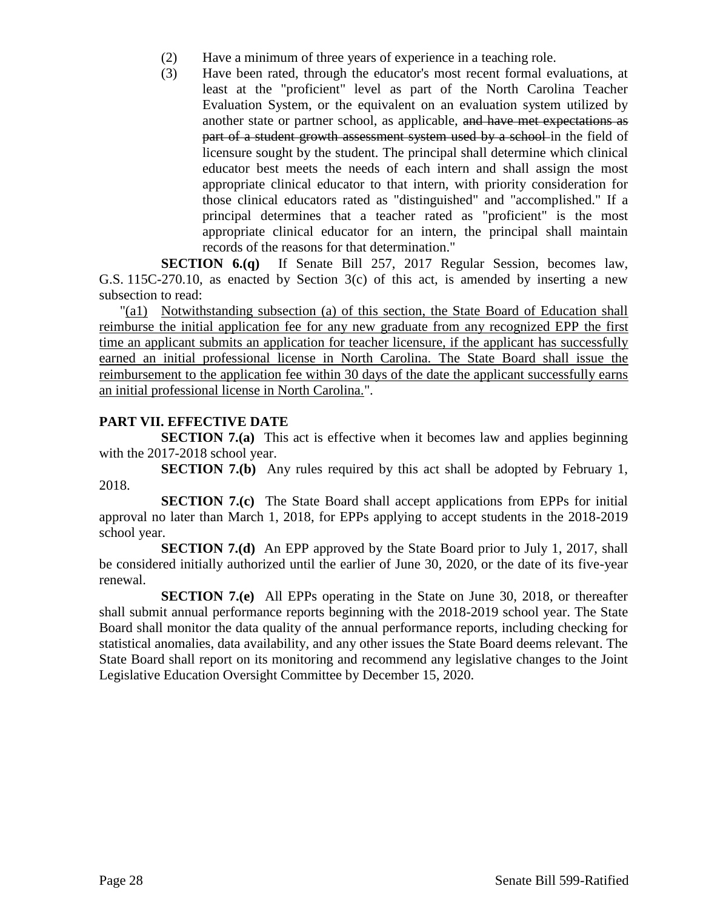(2) Have a minimum of three years of experience in a teaching role.

(3) Have been rated, through the educator's most recent formal evaluations, at least at the "proficient" level as part of the North Carolina Teacher Evaluation System, or the equivalent on an evaluation system utilized by another state or partner school, as applicable, ~~and have met expectations as part of a student growth assessment system used by a school~~ in the field of licensure sought by the student. The principal shall determine which clinical educator best meets the needs of each intern and shall assign the most appropriate clinical educator to that intern, with priority consideration for those clinical educators rated as "distinguished" and "accomplished." If a principal determines that a teacher rated as "proficient" is the most appropriate clinical educator for an intern, the principal shall maintain records of the reasons for that determination."

**SECTION 6.(q)** If Senate Bill 257, 2017 Regular Session, becomes law, G.S. 115C-270.10, as enacted by Section 3(c) of this act, is amended by inserting a new subsection to read:

"<u>(a1) Notwithstanding subsection (a) of this section, the State Board of Education shall reimburse the initial application fee for any new graduate from any recognized EPP the first time an applicant submits an application for teacher licensure, if the applicant has successfully earned an initial professional license in North Carolina. The State Board shall issue the reimbursement to the application fee within 30 days of the date the applicant successfully earns an initial professional license in North Carolina.</u>".

## PART VII. EFFECTIVE DATE

**SECTION 7.(a)** This act is effective when it becomes law and applies beginning with the 2017-2018 school year.

**SECTION 7.(b)** Any rules required by this act shall be adopted by February 1, 2018.

**SECTION 7.(c)** The State Board shall accept applications from EPPs for initial approval no later than March 1, 2018, for EPPs applying to accept students in the 2018-2019 school year.

**SECTION 7.(d)** An EPP approved by the State Board prior to July 1, 2017, shall be considered initially authorized until the earlier of June 30, 2020, or the date of its five-year renewal.

**SECTION 7.(e)** All EPPs operating in the State on June 30, 2018, or thereafter shall submit annual performance reports beginning with the 2018-2019 school year. The State Board shall monitor the data quality of the annual performance reports, including checking for statistical anomalies, data availability, and any other issues the State Board deems relevant. The State Board shall report on its monitoring and recommend any legislative changes to the Joint Legislative Education Oversight Committee by December 15, 2020.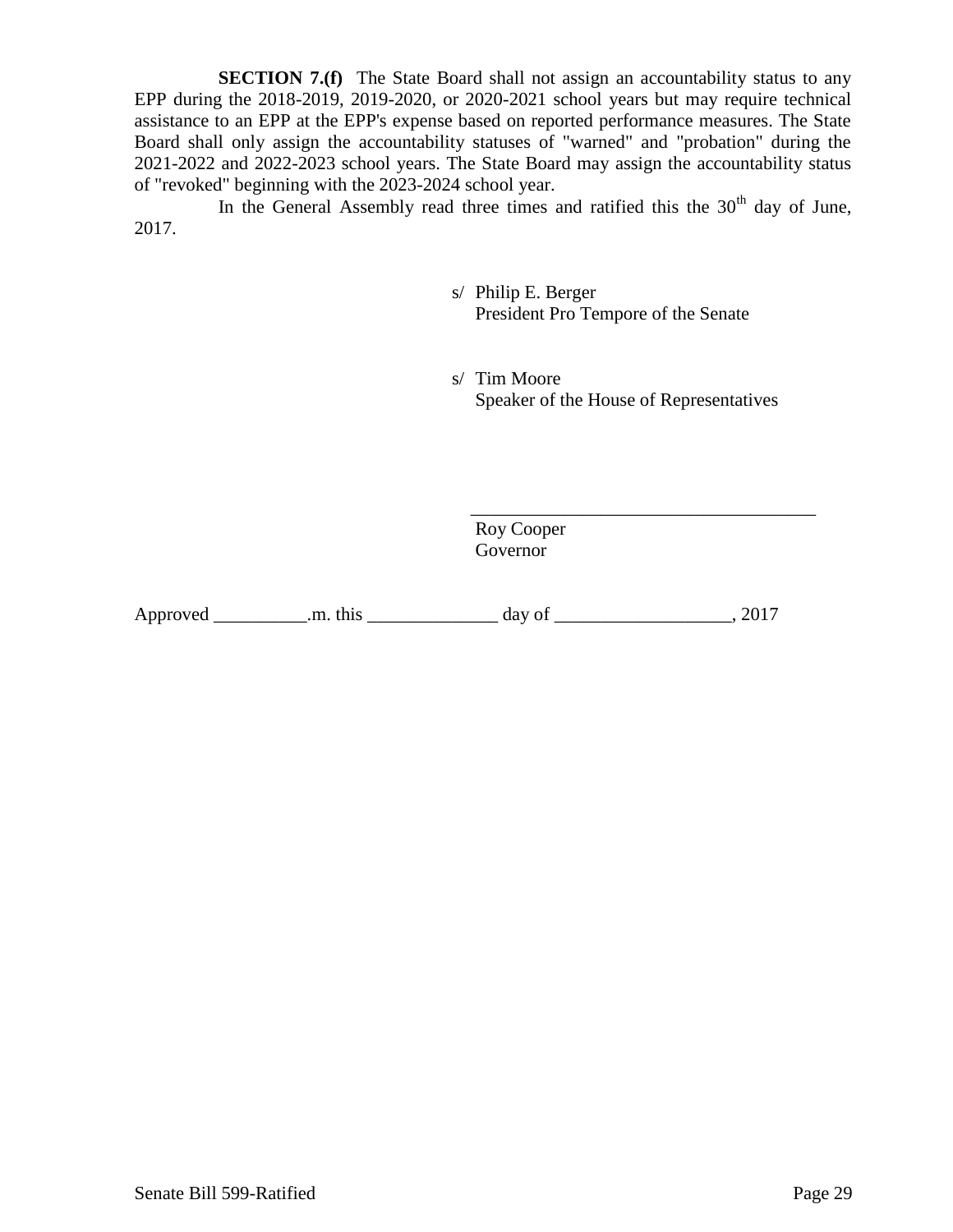**SECTION 7.(f)** The State Board shall not assign an accountability status to any EPP during the 2018-2019, 2019-2020, or 2020-2021 school years but may require technical assistance to an EPP at the EPP's expense based on reported performance measures. The State Board shall only assign the accountability statuses of "warned" and "probation" during the 2021-2022 and 2022-2023 school years. The State Board may assign the accountability status of "revoked" beginning with the 2023-2024 school year.

In the General Assembly read three times and ratified this the 30th day of June, 2017.

s/ Philip E. Berger
President Pro Tempore of the Senate

s/ Tim Moore
Speaker of the House of Representatives

_____________________________________
Roy Cooper
Governor

Approved __________.m. this ______________ day of ___________________, 2017